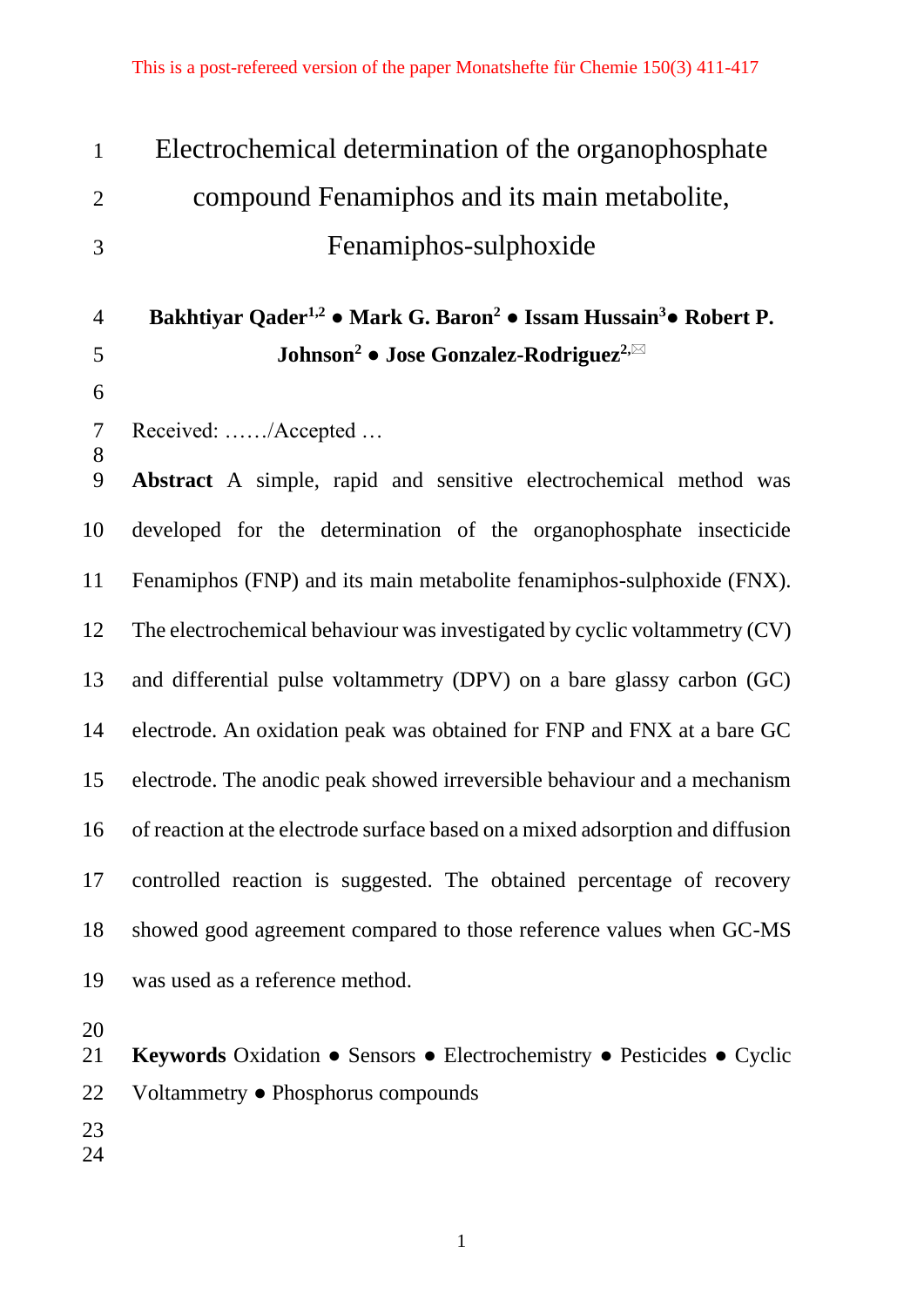This is a post-refereed version of the paper Monatshefte für Chemie 150(3) 411-417

# Electrochemical determination of the organophosphate compound Fenamiphos and its main metabolite, Fenamiphos-sulphoxide

**Bakhtiyar Qader[1,2] ● Mark G. Baron[2] ● Issam Hussain[3] ● Robert P. Johnson[2] ● Jose Gonzalez-Rodriguez[2,✉]**

Received: ……/Accepted …

**Abstract** A simple, rapid and sensitive electrochemical method was developed for the determination of the organophosphate insecticide Fenamiphos (FNP) and its main metabolite fenamiphos-sulphoxide (FNX). The electrochemical behaviour was investigated by cyclic voltammetry (CV) and differential pulse voltammetry (DPV) on a bare glassy carbon (GC) electrode. An oxidation peak was obtained for FNP and FNX at a bare GC electrode. The anodic peak showed irreversible behaviour and a mechanism of reaction at the electrode surface based on a mixed adsorption and diffusion controlled reaction is suggested. The obtained percentage of recovery showed good agreement compared to those reference values when GC-MS was used as a reference method.

**Keywords** Oxidation ● Sensors ● Electrochemistry ● Pesticides ● Cyclic Voltammetry ● Phosphorus compounds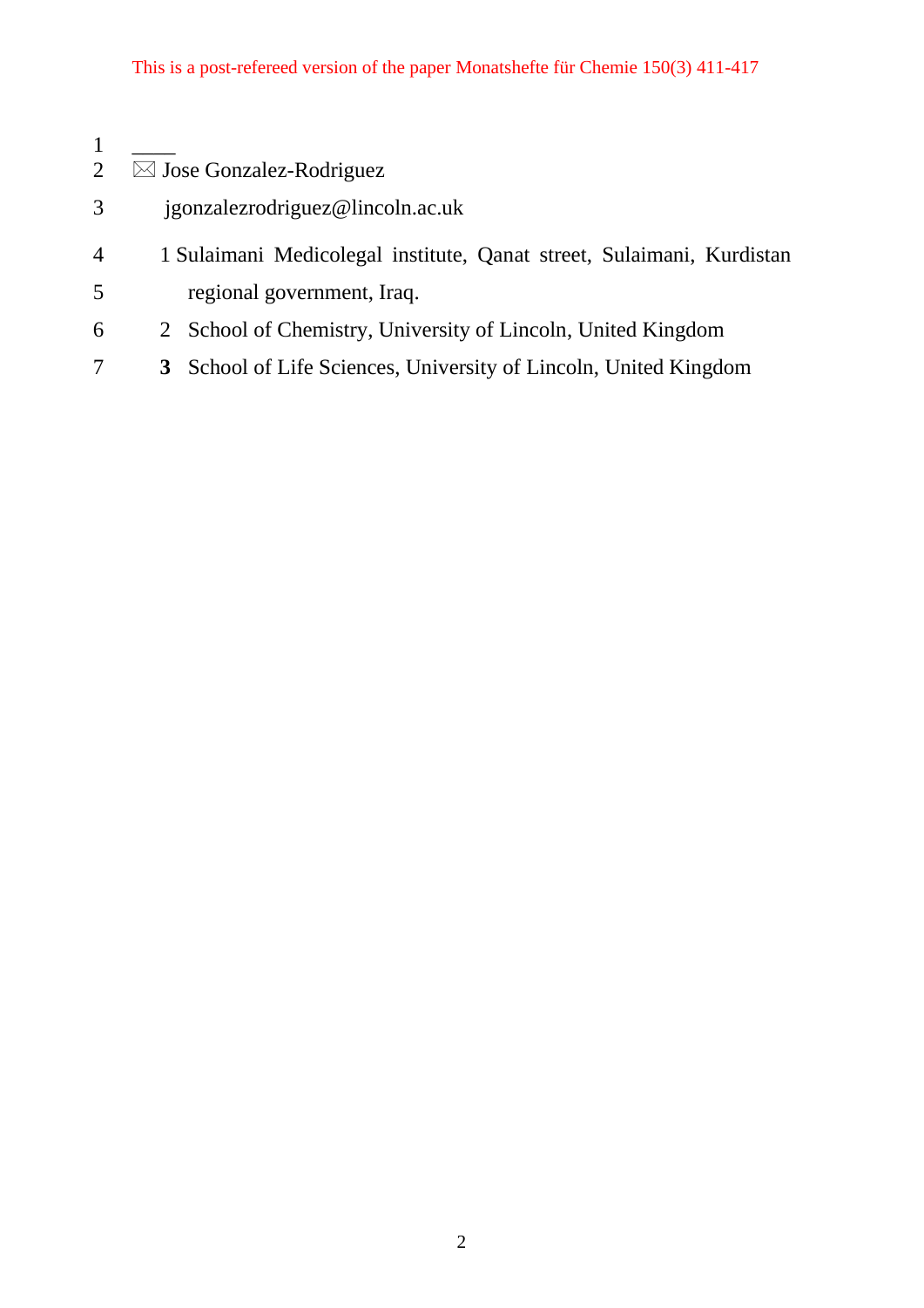____

✉ Jose Gonzalez-Rodriguez

jgonzalezrodriguez@lincoln.ac.uk

1 Sulaimani Medicolegal institute, Qanat street, Sulaimani, Kurdistan regional government, Iraq.

2 School of Chemistry, University of Lincoln, United Kingdom

**3** School of Life Sciences, University of Lincoln, United Kingdom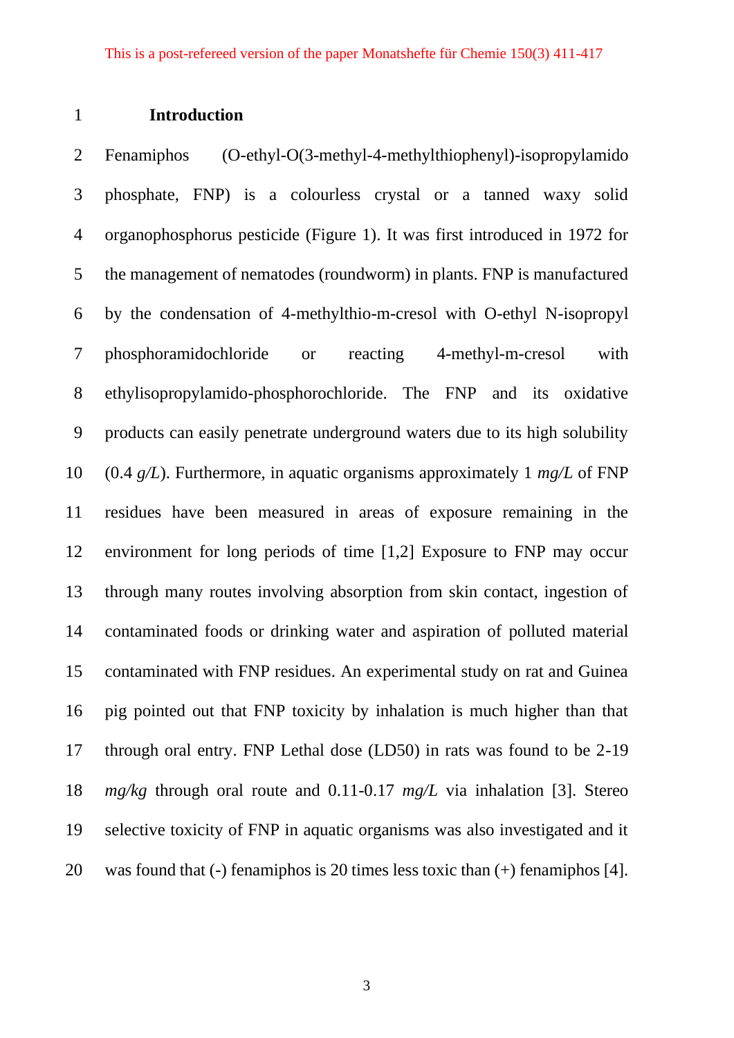# Introduction

Fenamiphos (O-ethyl-O(3-methyl-4-methylthiophenyl)-isopropylamido phosphate, FNP) is a colourless crystal or a tanned waxy solid organophosphorus pesticide (Figure 1). It was first introduced in 1972 for the management of nematodes (roundworm) in plants. FNP is manufactured by the condensation of 4-methylthio-m-cresol with O-ethyl N-isopropyl phosphoramidochloride or reacting 4-methyl-m-cresol with ethylisopropylamido-phosphorochloride. The FNP and its oxidative products can easily penetrate underground waters due to its high solubility (0.4 *g/L*). Furthermore, in aquatic organisms approximately 1 *mg/L* of FNP residues have been measured in areas of exposure remaining in the environment for long periods of time [1,2] Exposure to FNP may occur through many routes involving absorption from skin contact, ingestion of contaminated foods or drinking water and aspiration of polluted material contaminated with FNP residues. An experimental study on rat and Guinea pig pointed out that FNP toxicity by inhalation is much higher than that through oral entry. FNP Lethal dose (LD50) in rats was found to be 2-19 *mg/kg* through oral route and 0.11-0.17 *mg/L* via inhalation [3]. Stereo selective toxicity of FNP in aquatic organisms was also investigated and it was found that (-) fenamiphos is 20 times less toxic than (+) fenamiphos [4].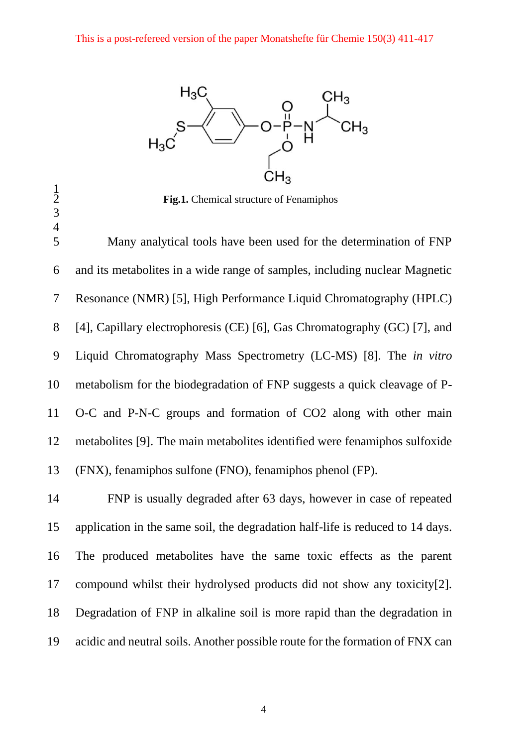**Fig.1.** Chemical structure of Fenamiphos

Many analytical tools have been used for the determination of FNP and its metabolites in a wide range of samples, including nuclear Magnetic Resonance (NMR) [5], High Performance Liquid Chromatography (HPLC) [4], Capillary electrophoresis (CE) [6], Gas Chromatography (GC) [7], and Liquid Chromatography Mass Spectrometry (LC-MS) [8]. The *in vitro* metabolism for the biodegradation of FNP suggests a quick cleavage of P-O-C and P-N-C groups and formation of $CO_2$ along with other main metabolites [9]. The main metabolites identified were fenamiphos sulfoxide (FNX), fenamiphos sulfone (FNO), fenamiphos phenol (FP).

FNP is usually degraded after 63 days, however in case of repeated application in the same soil, the degradation half-life is reduced to 14 days. The produced metabolites have the same toxic effects as the parent compound whilst their hydrolysed products did not show any toxicity[2]. Degradation of FNP in alkaline soil is more rapid than the degradation in acidic and neutral soils. Another possible route for the formation of FNX can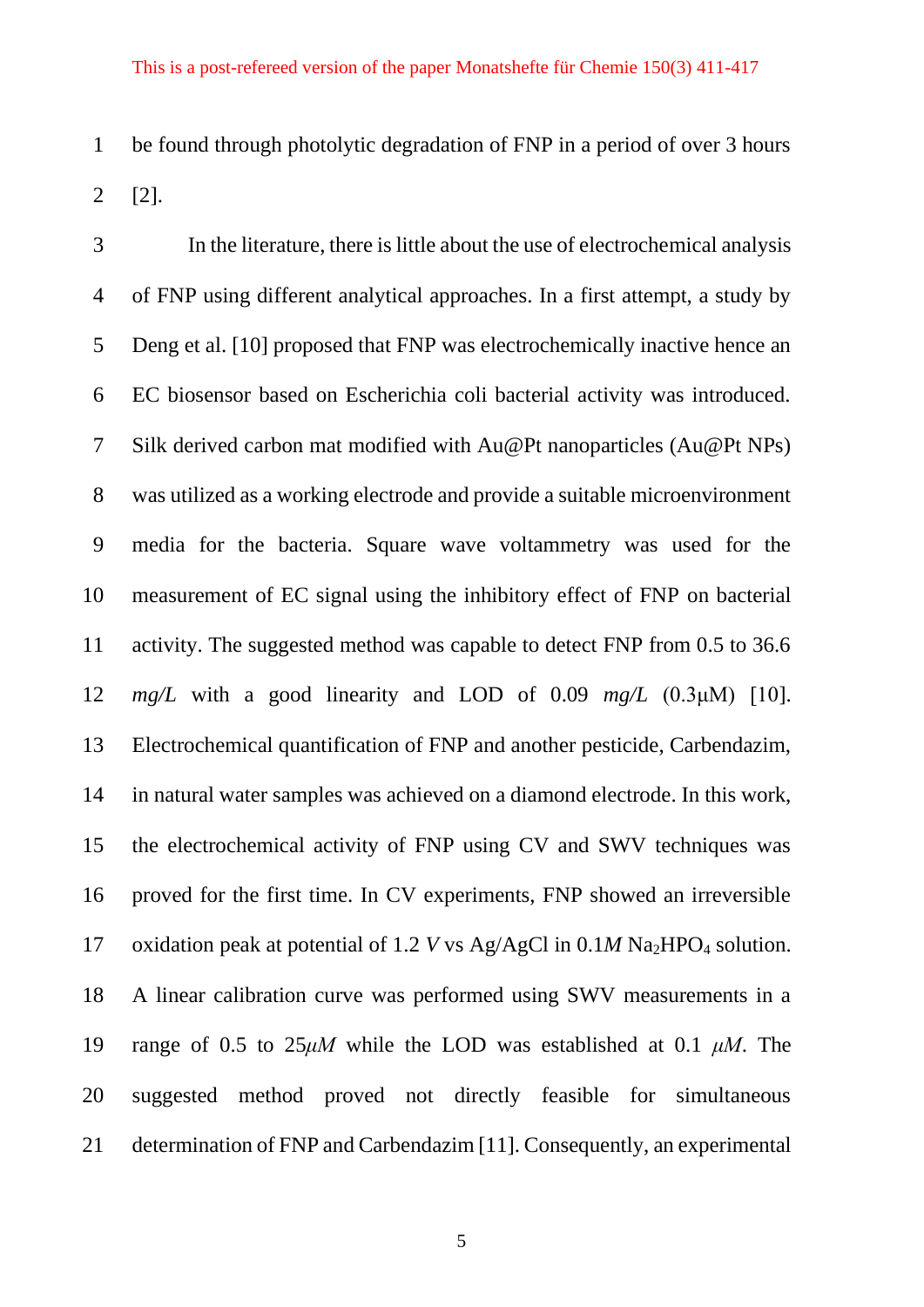be found through photolytic degradation of FNP in a period of over 3 hours [2].

In the literature, there is little about the use of electrochemical analysis of FNP using different analytical approaches. In a first attempt, a study by Deng et al. [10] proposed that FNP was electrochemically inactive hence an EC biosensor based on Escherichia coli bacterial activity was introduced. Silk derived carbon mat modified with Au@Pt nanoparticles (Au@Pt NPs) was utilized as a working electrode and provide a suitable microenvironment media for the bacteria. Square wave voltammetry was used for the measurement of EC signal using the inhibitory effect of FNP on bacterial activity. The suggested method was capable to detect FNP from 0.5 to 36.6 *mg/L* with a good linearity and LOD of 0.09 *mg/L* (0.3μM) [10]. Electrochemical quantification of FNP and another pesticide, Carbendazim, in natural water samples was achieved on a diamond electrode. In this work, the electrochemical activity of FNP using CV and SWV techniques was proved for the first time. In CV experiments, FNP showed an irreversible oxidation peak at potential of 1.2 *V* vs Ag/AgCl in 0.1*M* $Na_2HPO_4$ solution. A linear calibration curve was performed using SWV measurements in a range of 0.5 to 25*μM* while the LOD was established at 0.1 *μM*. The suggested method proved not directly feasible for simultaneous determination of FNP and Carbendazim [11]. Consequently, an experimental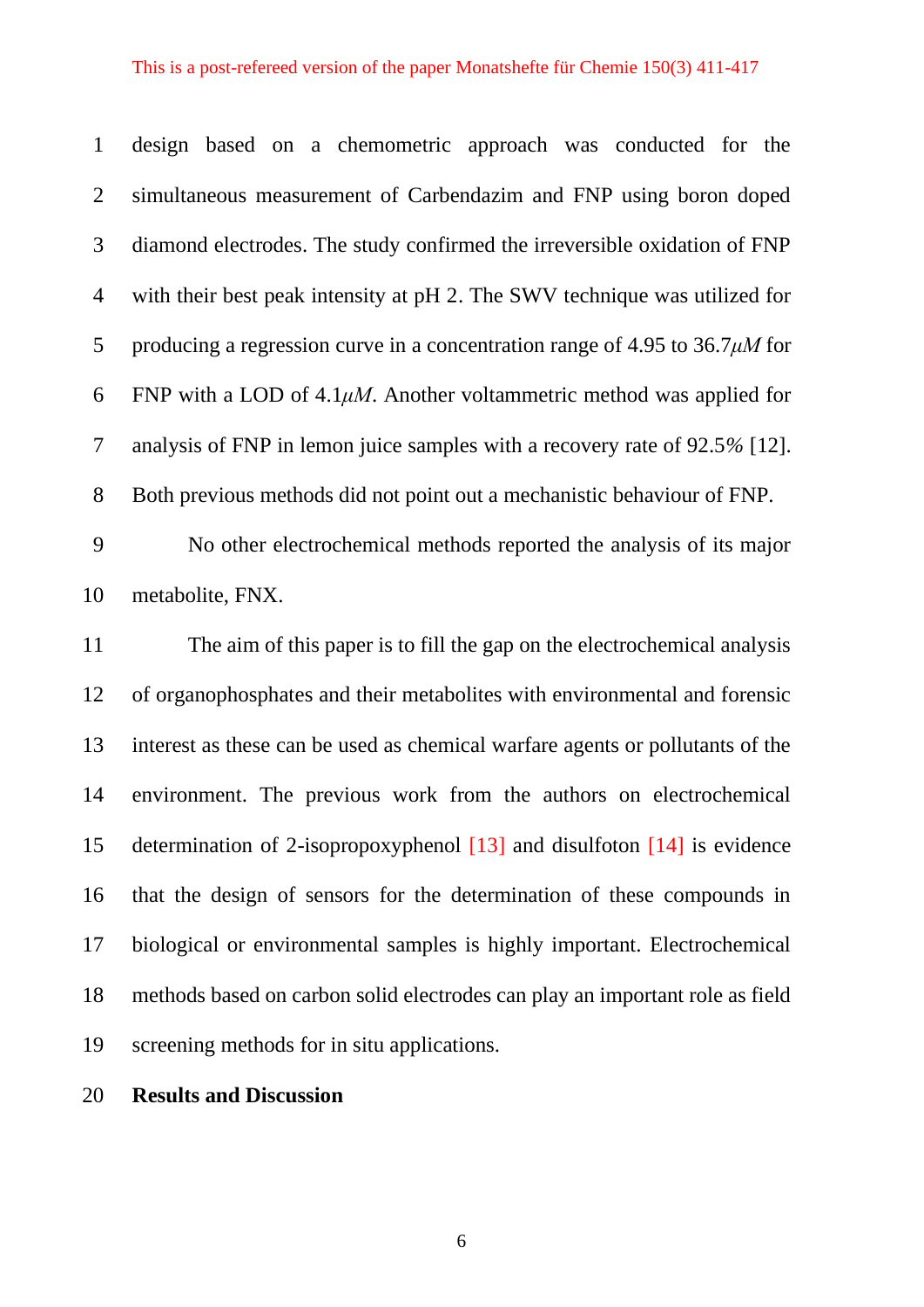design based on a chemometric approach was conducted for the simultaneous measurement of Carbendazim and FNP using boron doped diamond electrodes. The study confirmed the irreversible oxidation of FNP with their best peak intensity at pH 2. The SWV technique was utilized for producing a regression curve in a concentration range of 4.95 to 36.7$\mu M$ for FNP with a LOD of 4.1$\mu M$. Another voltammetric method was applied for analysis of FNP in lemon juice samples with a recovery rate of 92.5% [12]. Both previous methods did not point out a mechanistic behaviour of FNP.

No other electrochemical methods reported the analysis of its major metabolite, FNX.

The aim of this paper is to fill the gap on the electrochemical analysis of organophosphates and their metabolites with environmental and forensic interest as these can be used as chemical warfare agents or pollutants of the environment. The previous work from the authors on electrochemical determination of 2-isopropoxyphenol [13] and disulfoton [14] is evidence that the design of sensors for the determination of these compounds in biological or environmental samples is highly important. Electrochemical methods based on carbon solid electrodes can play an important role as field screening methods for in situ applications.

## Results and Discussion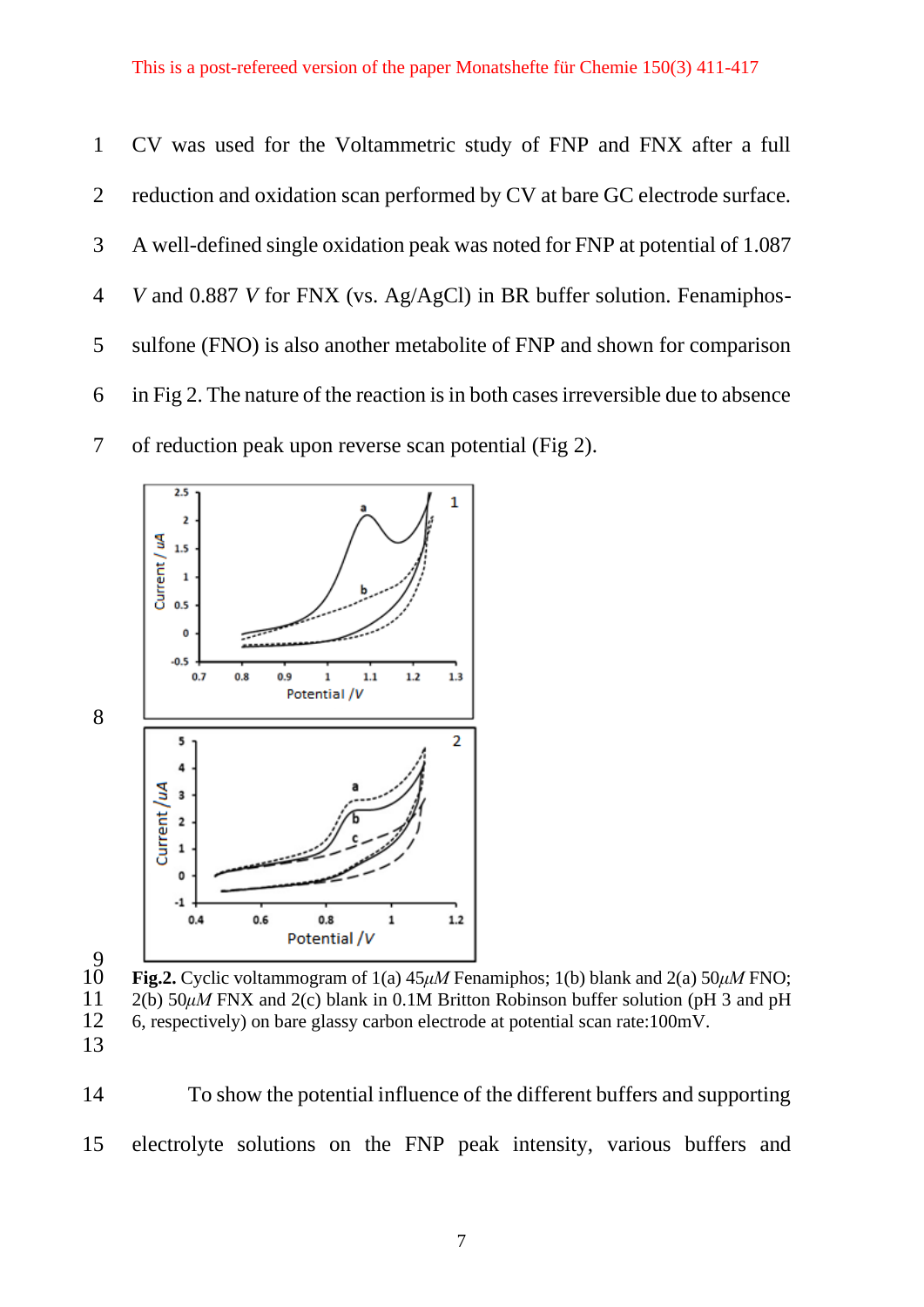CV was used for the Voltammetric study of FNP and FNX after a full reduction and oxidation scan performed by CV at bare GC electrode surface. A well-defined single oxidation peak was noted for FNP at potential of 1.087 *V* and 0.887 *V* for FNX (vs. Ag/AgCl) in BR buffer solution. Fenamiphos-sulfone (FNO) is also another metabolite of FNP and shown for comparison in Fig 2. The nature of the reaction is in both cases irreversible due to absence of reduction peak upon reverse scan potential (Fig 2).

**Fig.2.** Cyclic voltammogram of 1(a) 45$\mu M$ Fenamiphos; 1(b) blank and 2(a) 50$\mu M$ FNO; 2(b) 50$\mu M$ FNX and 2(c) blank in 0.1M Britton Robinson buffer solution (pH 3 and pH 6, respectively) on bare glassy carbon electrode at potential scan rate:100mV.

To show the potential influence of the different buffers and supporting electrolyte solutions on the FNP peak intensity, various buffers and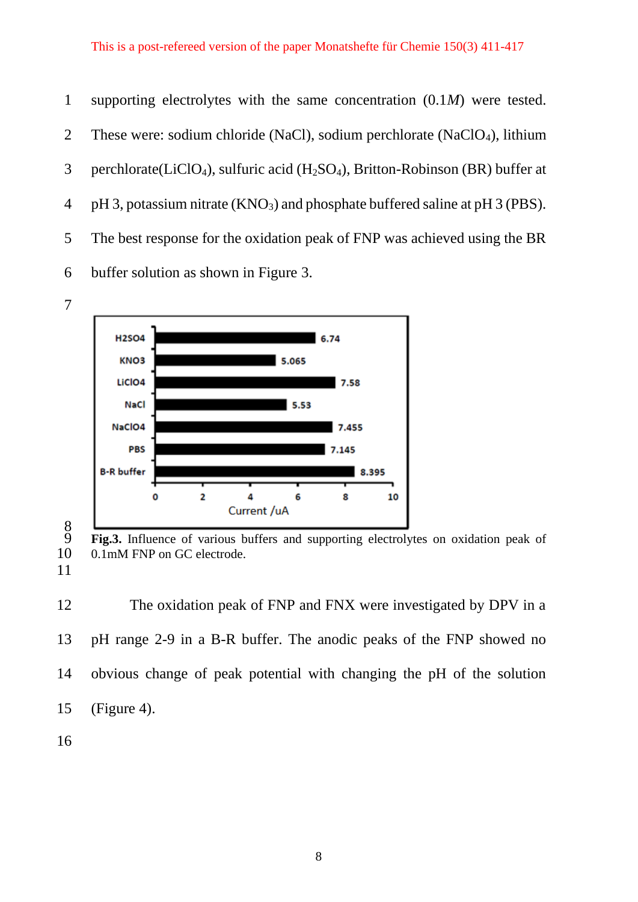supporting electrolytes with the same concentration (0.1*M*) were tested. These were: sodium chloride (NaCl), sodium perchlorate ($NaClO_4$), lithium perchlorate($LiClO_4$), sulfuric acid ($H_2SO_4$), Britton-Robinson (BR) buffer at pH 3, potassium nitrate ($KNO_3$) and phosphate buffered saline at pH 3 (PBS). The best response for the oxidation peak of FNP was achieved using the BR buffer solution as shown in Figure 3.

**Fig.3.** Influence of various buffers and supporting electrolytes on oxidation peak of 0.1mM FNP on GC electrode.

The oxidation peak of FNP and FNX were investigated by DPV in a pH range 2-9 in a B-R buffer. The anodic peaks of the FNP showed no obvious change of peak potential with changing the pH of the solution (Figure 4).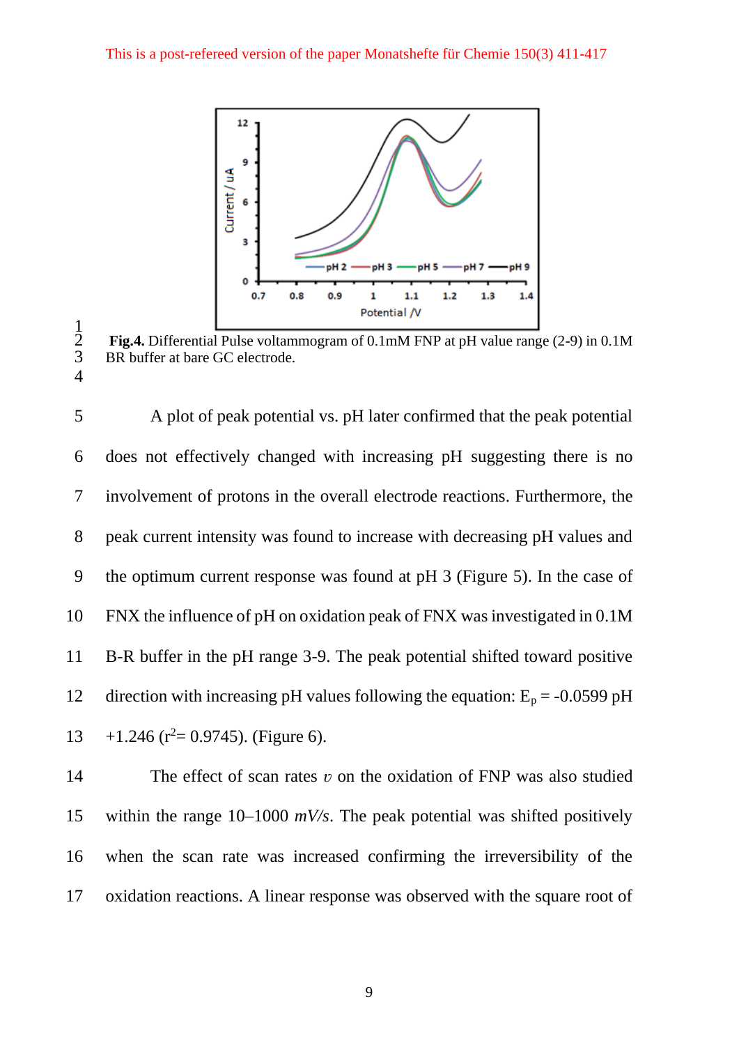**Fig.4.** Differential Pulse voltammogram of 0.1mM FNP at pH value range (2-9) in 0.1M BR buffer at bare GC electrode.

A plot of peak potential vs. pH later confirmed that the peak potential does not effectively changed with increasing pH suggesting there is no involvement of protons in the overall electrode reactions. Furthermore, the peak current intensity was found to increase with decreasing pH values and the optimum current response was found at pH 3 (Figure 5). In the case of FNX the influence of pH on oxidation peak of FNX was investigated in 0.1M B-R buffer in the pH range 3-9. The peak potential shifted toward positive direction with increasing pH values following the equation: $E_p = -0.0599$ pH $+1.246$ ($r^2 = 0.9745$). (Figure 6).

The effect of scan rates $\upsilon$ on the oxidation of FNP was also studied within the range 10–1000 *mV/s*. The peak potential was shifted positively when the scan rate was increased confirming the irreversibility of the oxidation reactions. A linear response was observed with the square root of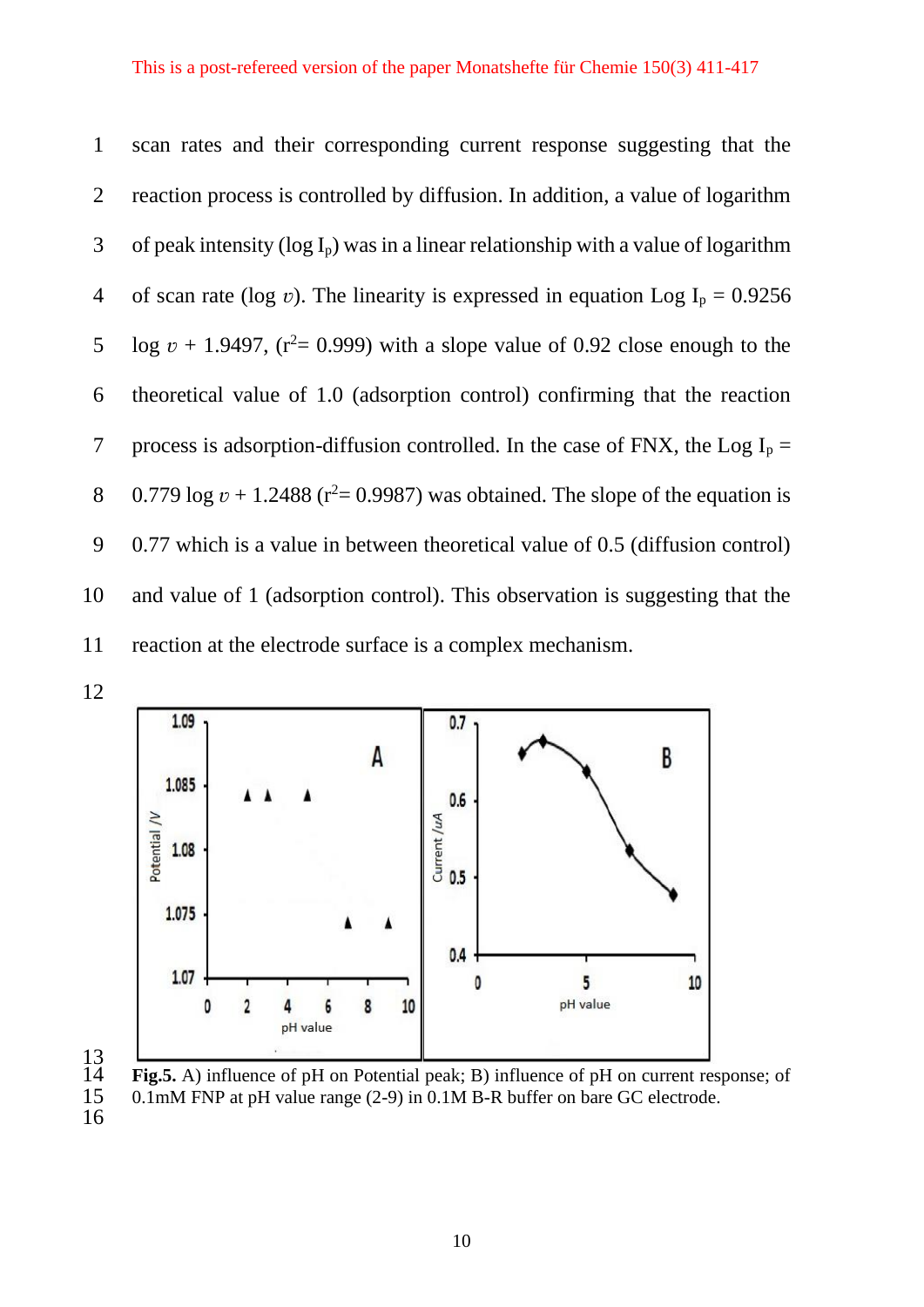scan rates and their corresponding current response suggesting that the reaction process is controlled by diffusion. In addition, a value of logarithm of peak intensity (log $I_p$) was in a linear relationship with a value of logarithm of scan rate (log $\upsilon$). The linearity is expressed in equation Log $I_p$ = 0.9256 log $\upsilon$ + 1.9497, ($r^2$= 0.999) with a slope value of 0.92 close enough to the theoretical value of 1.0 (adsorption control) confirming that the reaction process is adsorption-diffusion controlled. In the case of FNX, the Log $I_p$ = 0.779 log $\upsilon$ + 1.2488 ($r^2$= 0.9987) was obtained. The slope of the equation is 0.77 which is a value in between theoretical value of 0.5 (diffusion control) and value of 1 (adsorption control). This observation is suggesting that the reaction at the electrode surface is a complex mechanism.

**Fig.5.** A) influence of pH on Potential peak; B) influence of pH on current response; of 0.1mM FNP at pH value range (2-9) in 0.1M B-R buffer on bare GC electrode.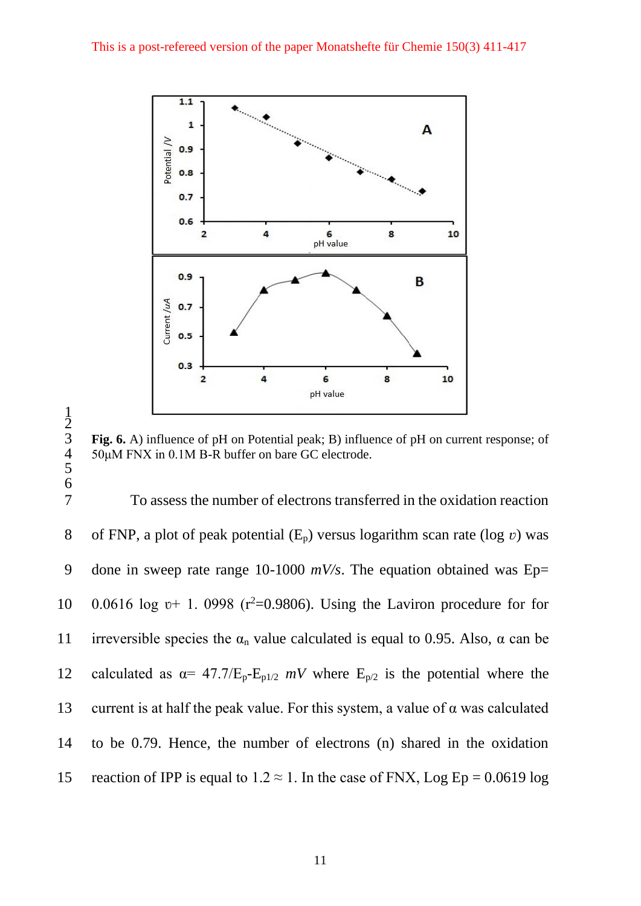**Fig. 6.** A) influence of pH on Potential peak; B) influence of pH on current response; of 50μM FNX in 0.1M B-R buffer on bare GC electrode.

To assess the number of electrons transferred in the oxidation reaction of FNP, a plot of peak potential ($E_p$) versus logarithm scan rate (log $\upsilon$) was done in sweep rate range 10-1000 *mV/s*. The equation obtained was Ep= 0.0616 log υ+ 1. 0998 ($r^2$=0.9806). Using the Laviron procedure for for irreversible species the $\alpha_n$ value calculated is equal to 0.95. Also, α can be calculated as $\alpha = 47.7/E_p - E_{p1/2}$ *mV* where $E_{p/2}$ is the potential where the current is at half the peak value. For this system, a value of α was calculated to be 0.79. Hence, the number of electrons (n) shared in the oxidation reaction of IPP is equal to 1.2 ≈ 1. In the case of FNX, Log Ep = 0.0619 log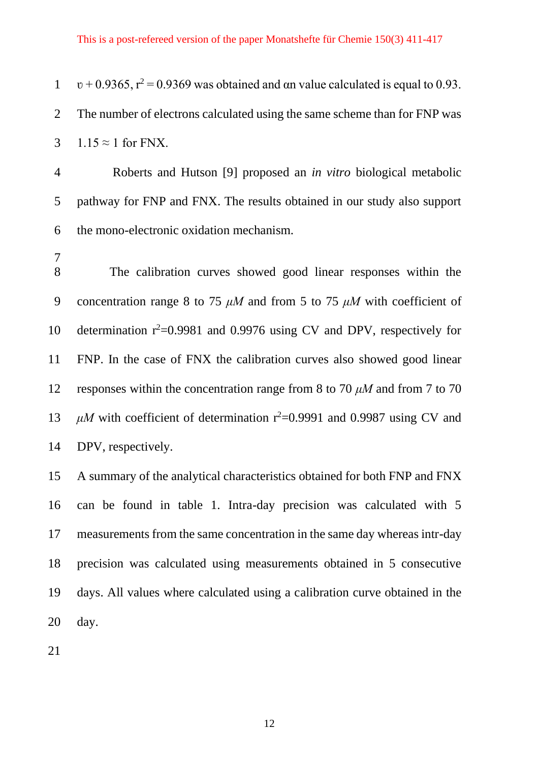$\upsilon + 0.9365$, $r^2 = 0.9369$ was obtained and $\alpha n$ value calculated is equal to 0.93. The number of electrons calculated using the same scheme than for FNP was $1.15 \approx 1$ for FNX.

Roberts and Hutson [9] proposed an *in vitro* biological metabolic pathway for FNP and FNX. The results obtained in our study also support the mono-electronic oxidation mechanism.

The calibration curves showed good linear responses within the concentration range 8 to 75 $\mu M$ and from 5 to 75 $\mu M$ with coefficient of determination $r^2$=0.9981 and 0.9976 using CV and DPV, respectively for FNP. In the case of FNX the calibration curves also showed good linear responses within the concentration range from 8 to 70 $\mu M$ and from 7 to 70 $\mu M$ with coefficient of determination $r^2$=0.9991 and 0.9987 using CV and DPV, respectively.

A summary of the analytical characteristics obtained for both FNP and FNX can be found in table 1. Intra-day precision was calculated with 5 measurements from the same concentration in the same day whereas intr-day precision was calculated using measurements obtained in 5 consecutive days. All values where calculated using a calibration curve obtained in the day.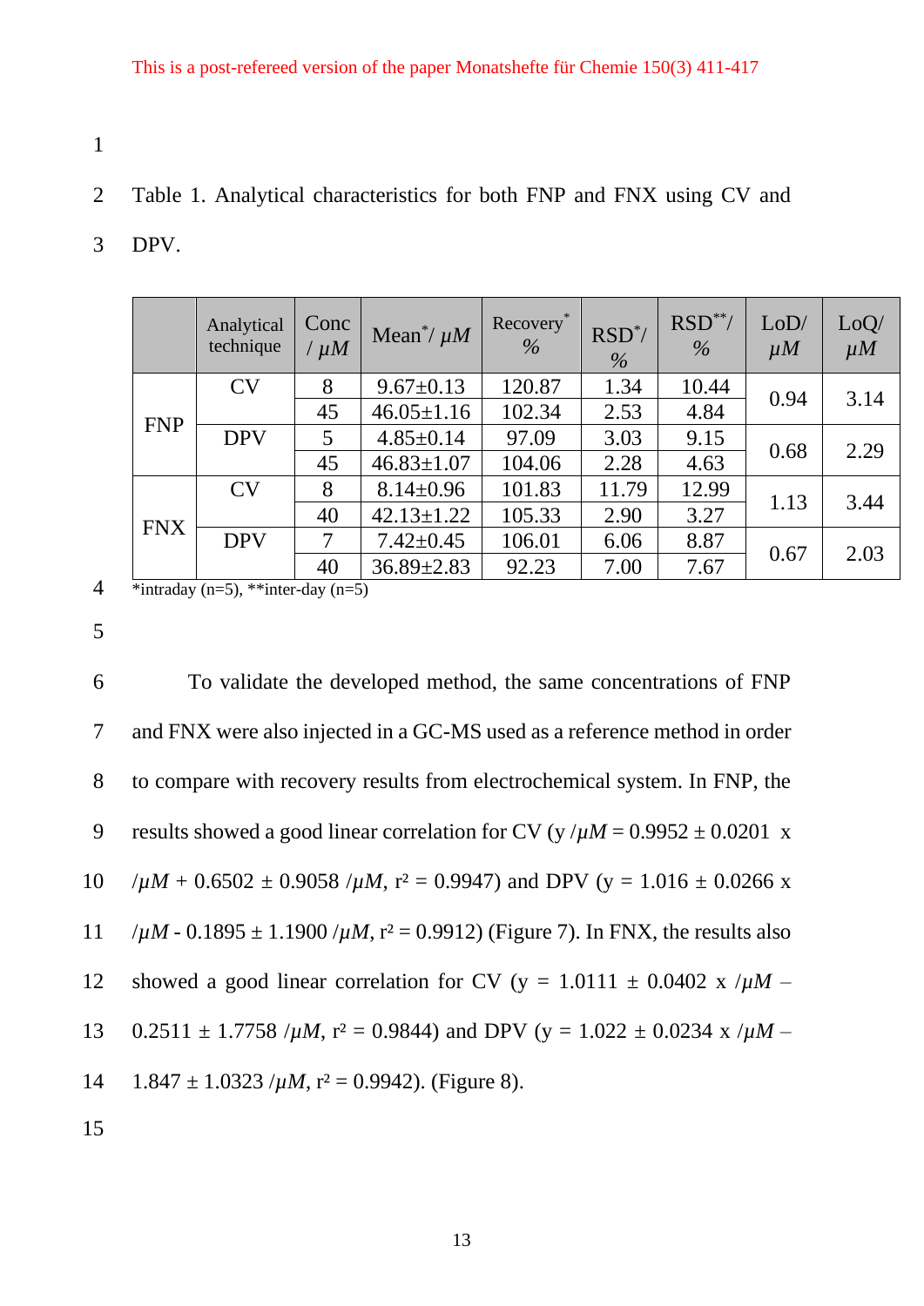Table 1. Analytical characteristics for both FNP and FNX using CV and DPV.

| | Analytical technique | Conc / $\mu M$ | Mean*/ $\mu M$ | Recovery* % | RSD*/ % | RSD**/ % | LoD/ $\mu M$ | LoQ/ $\mu M$ |
|---|---|---|---|---|---|---|---|---|
| FNP | CV | 8 | 9.67±0.13 | 120.87 | 1.34 | 10.44 | 0.94 | 3.14 |
| | | 45 | 46.05±1.16 | 102.34 | 2.53 | 4.84 | | |
| | DPV | 5 | 4.85±0.14 | 97.09 | 3.03 | 9.15 | 0.68 | 2.29 |
| | | 45 | 46.83±1.07 | 104.06 | 2.28 | 4.63 | | |
| FNX | CV | 8 | 8.14±0.96 | 101.83 | 11.79 | 12.99 | 1.13 | 3.44 |
| | | 40 | 42.13±1.22 | 105.33 | 2.90 | 3.27 | | |
| | DPV | 7 | 7.42±0.45 | 106.01 | 6.06 | 8.87 | 0.67 | 2.03 |
| | | 40 | 36.89±2.83 | 92.23 | 7.00 | 7.67 | | |

*intraday (n=5), **inter-day (n=5)

To validate the developed method, the same concentrations of FNP and FNX were also injected in a GC-MS used as a reference method in order to compare with recovery results from electrochemical system. In FNP, the results showed a good linear correlation for CV ($y/\mu M = 0.9952 \pm 0.0201\ x/\mu M + 0.6502 \pm 0.9058/\mu M$, $r^2 = 0.9947$) and DPV ($y = 1.016 \pm 0.0266\ x/\mu M - 0.1895 \pm 1.1900/\mu M$, $r^2 = 0.9912$) (Figure 7). In FNX, the results also showed a good linear correlation for CV ($y = 1.0111 \pm 0.0402\ x/\mu M - 0.2511 \pm 1.7758/\mu M$, $r^2 = 0.9844$) and DPV ($y = 1.022 \pm 0.0234\ x/\mu M - 1.847 \pm 1.0323/\mu M$, $r^2 = 0.9942$). (Figure 8).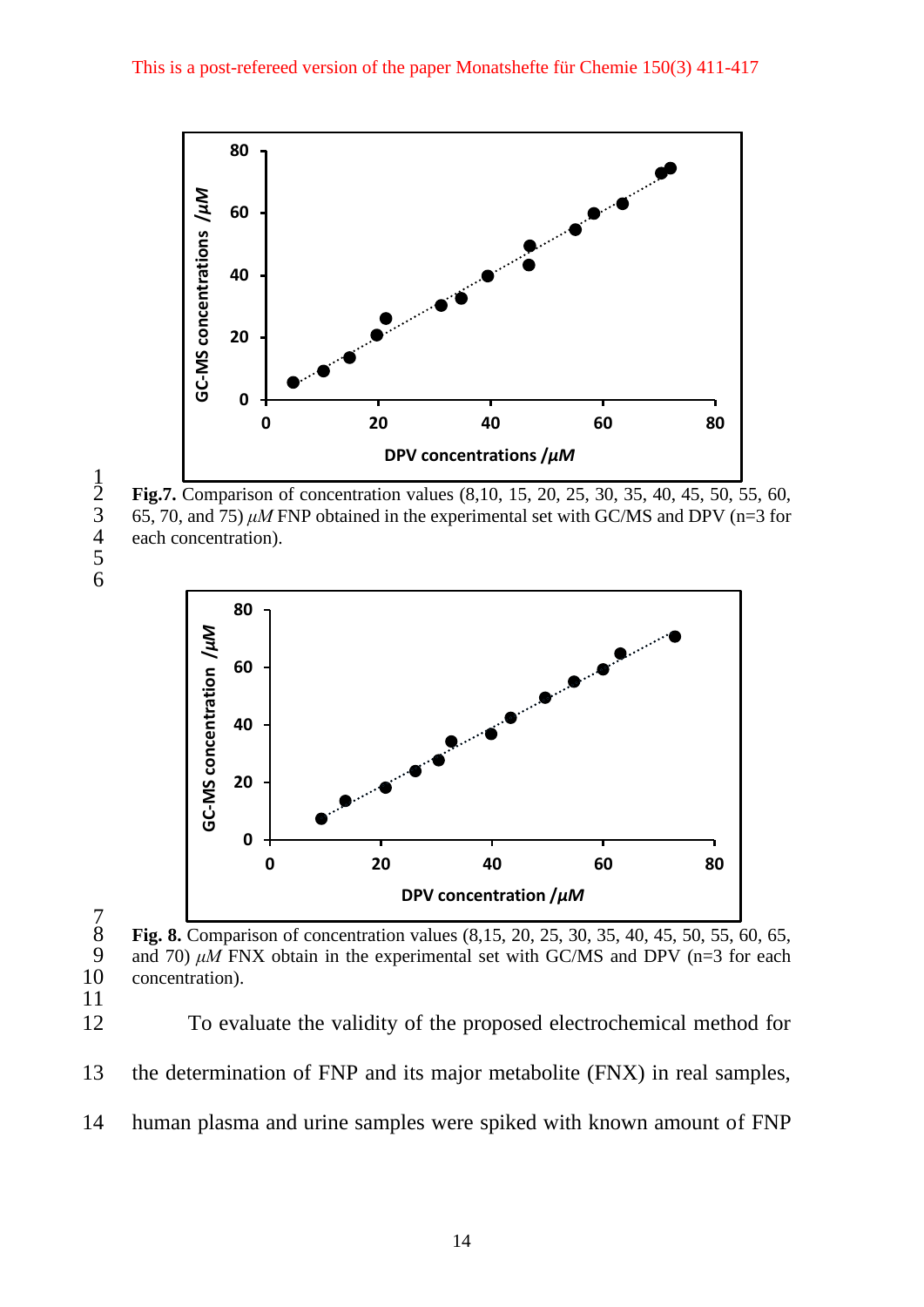**Fig.7.** Comparison of concentration values (8,10, 15, 20, 25, 30, 35, 40, 45, 50, 55, 60, 65, 70, and 75) $\mu M$ FNP obtained in the experimental set with GC/MS and DPV (n=3 for each concentration).

**Fig. 8.** Comparison of concentration values (8,15, 20, 25, 30, 35, 40, 45, 50, 55, 60, 65, and 70) $\mu M$ FNX obtain in the experimental set with GC/MS and DPV (n=3 for each concentration).

To evaluate the validity of the proposed electrochemical method for the determination of FNP and its major metabolite (FNX) in real samples, human plasma and urine samples were spiked with known amount of FNP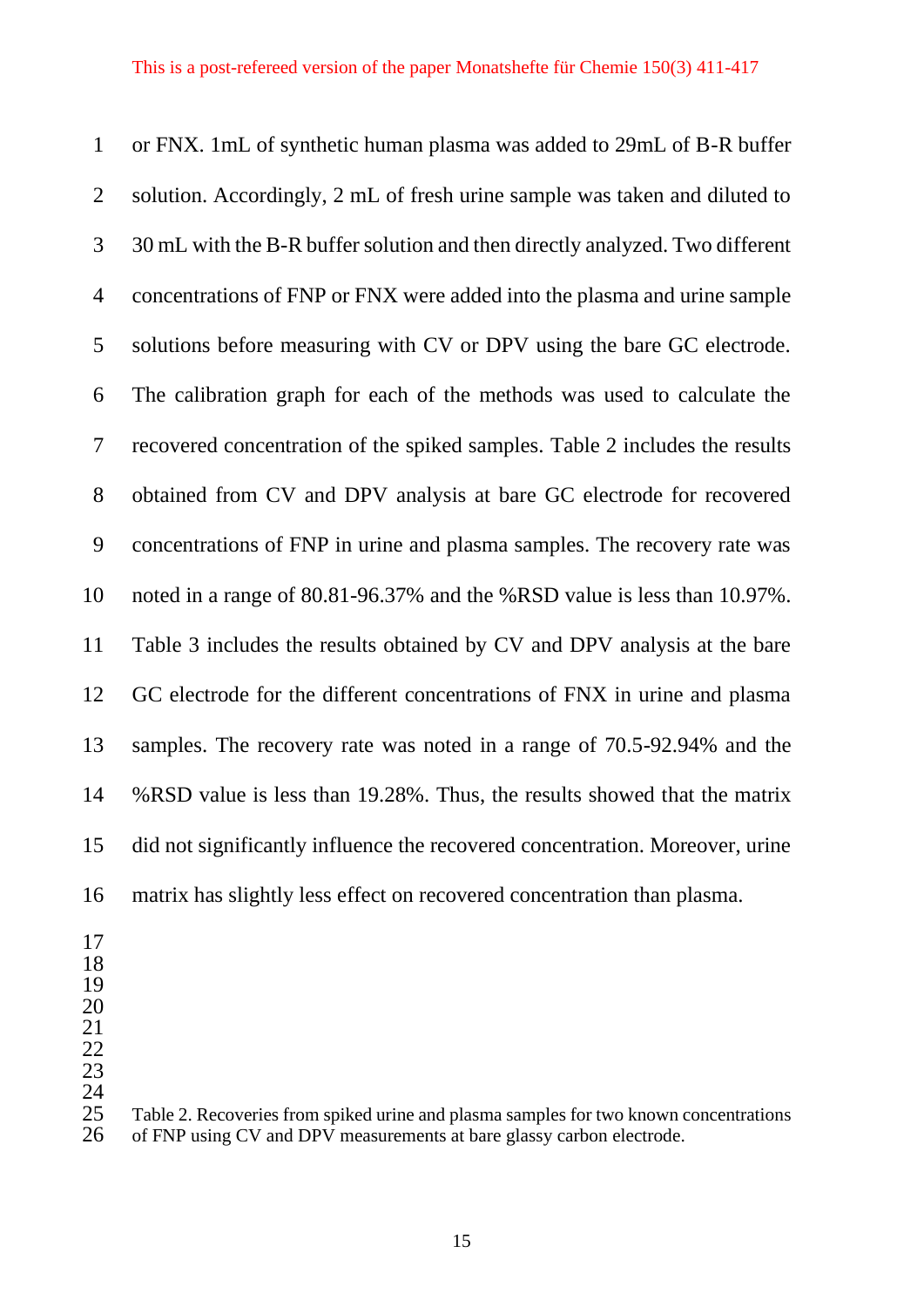or FNX. 1mL of synthetic human plasma was added to 29mL of B-R buffer solution. Accordingly, 2 mL of fresh urine sample was taken and diluted to 30 mL with the B-R buffer solution and then directly analyzed. Two different concentrations of FNP or FNX were added into the plasma and urine sample solutions before measuring with CV or DPV using the bare GC electrode. The calibration graph for each of the methods was used to calculate the recovered concentration of the spiked samples. Table 2 includes the results obtained from CV and DPV analysis at bare GC electrode for recovered concentrations of FNP in urine and plasma samples. The recovery rate was noted in a range of 80.81-96.37% and the %RSD value is less than 10.97%. Table 3 includes the results obtained by CV and DPV analysis at the bare GC electrode for the different concentrations of FNX in urine and plasma samples. The recovery rate was noted in a range of 70.5-92.94% and the %RSD value is less than 19.28%. Thus, the results showed that the matrix did not significantly influence the recovered concentration. Moreover, urine matrix has slightly less effect on recovered concentration than plasma.

Table 2. Recoveries from spiked urine and plasma samples for two known concentrations of FNP using CV and DPV measurements at bare glassy carbon electrode.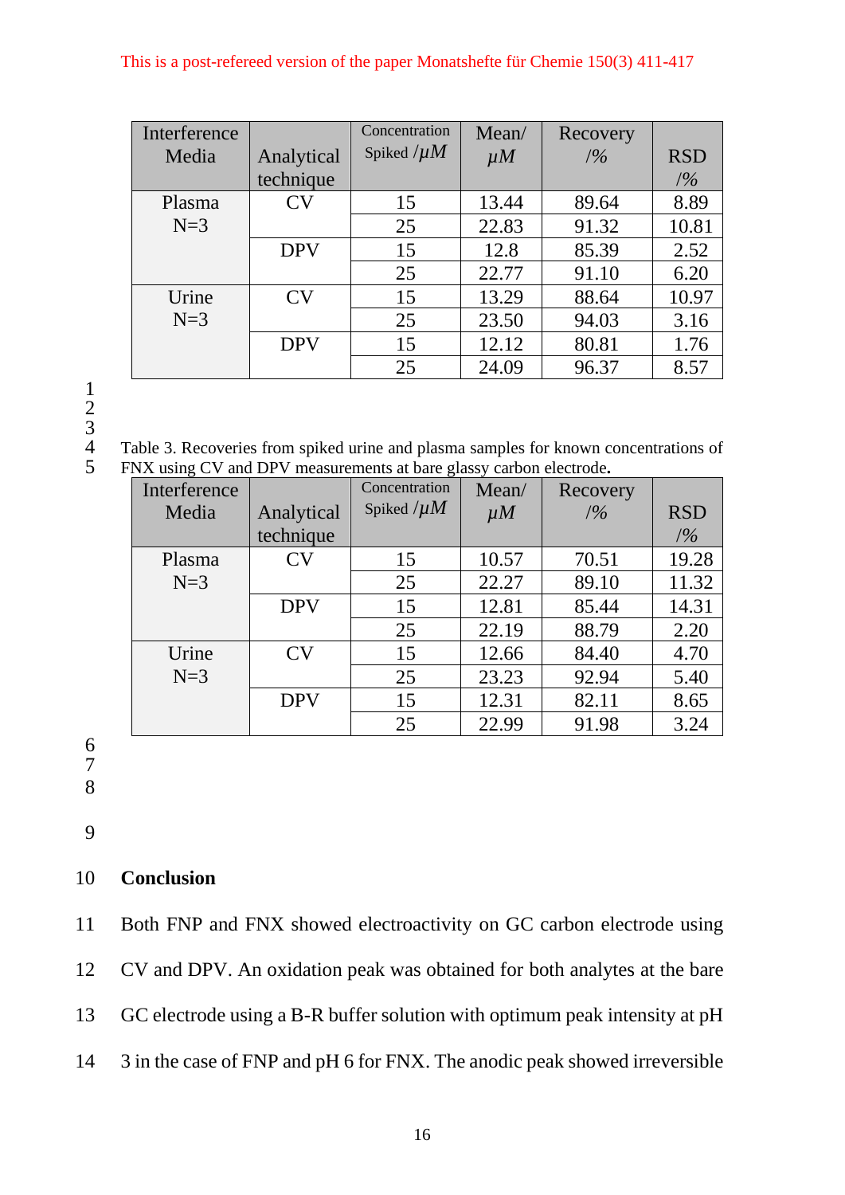| Interference Media | Analytical technique | Concentration Spiked /$\mu M$ | Mean/ $\mu M$ | Recovery /% | RSD /% |
|---|---|---|---|---|---|
| Plasma N=3 | CV | 15 | 13.44 | 89.64 | 8.89 |
| | | 25 | 22.83 | 91.32 | 10.81 |
| | DPV | 15 | 12.8 | 85.39 | 2.52 |
| | | 25 | 22.77 | 91.10 | 6.20 |
| Urine N=3 | CV | 15 | 13.29 | 88.64 | 10.97 |
| | | 25 | 23.50 | 94.03 | 3.16 |
| | DPV | 15 | 12.12 | 80.81 | 1.76 |
| | | 25 | 24.09 | 96.37 | 8.57 |

Table 3. Recoveries from spiked urine and plasma samples for known concentrations of FNX using CV and DPV measurements at bare glassy carbon electrode.

| Interference Media | Analytical technique | Concentration Spiked /$\mu M$ | Mean/ $\mu M$ | Recovery /% | RSD /% |
|---|---|---|---|---|---|
| Plasma N=3 | CV | 15 | 10.57 | 70.51 | 19.28 |
| | | 25 | 22.27 | 89.10 | 11.32 |
| | DPV | 15 | 12.81 | 85.44 | 14.31 |
| | | 25 | 22.19 | 88.79 | 2.20 |
| Urine N=3 | CV | 15 | 12.66 | 84.40 | 4.70 |
| | | 25 | 23.23 | 92.94 | 5.40 |
| | DPV | 15 | 12.31 | 82.11 | 8.65 |
| | | 25 | 22.99 | 91.98 | 3.24 |

## Conclusion

Both FNP and FNX showed electroactivity on GC carbon electrode using CV and DPV. An oxidation peak was obtained for both analytes at the bare GC electrode using a B-R buffer solution with optimum peak intensity at pH 3 in the case of FNP and pH 6 for FNX. The anodic peak showed irreversible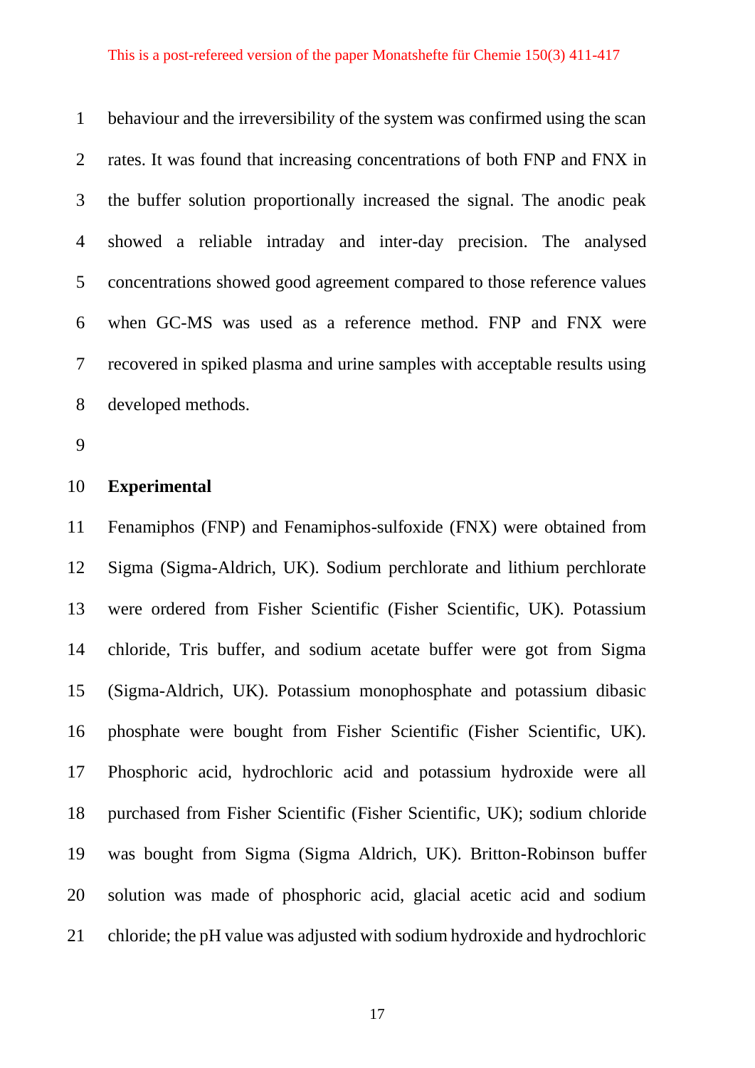behaviour and the irreversibility of the system was confirmed using the scan rates. It was found that increasing concentrations of both FNP and FNX in the buffer solution proportionally increased the signal. The anodic peak showed a reliable intraday and inter-day precision. The analysed concentrations showed good agreement compared to those reference values when GC-MS was used as a reference method. FNP and FNX were recovered in spiked plasma and urine samples with acceptable results using developed methods.

## Experimental

Fenamiphos (FNP) and Fenamiphos-sulfoxide (FNX) were obtained from Sigma (Sigma-Aldrich, UK). Sodium perchlorate and lithium perchlorate were ordered from Fisher Scientific (Fisher Scientific, UK). Potassium chloride, Tris buffer, and sodium acetate buffer were got from Sigma (Sigma-Aldrich, UK). Potassium monophosphate and potassium dibasic phosphate were bought from Fisher Scientific (Fisher Scientific, UK). Phosphoric acid, hydrochloric acid and potassium hydroxide were all purchased from Fisher Scientific (Fisher Scientific, UK); sodium chloride was bought from Sigma (Sigma Aldrich, UK). Britton-Robinson buffer solution was made of phosphoric acid, glacial acetic acid and sodium chloride; the pH value was adjusted with sodium hydroxide and hydrochloric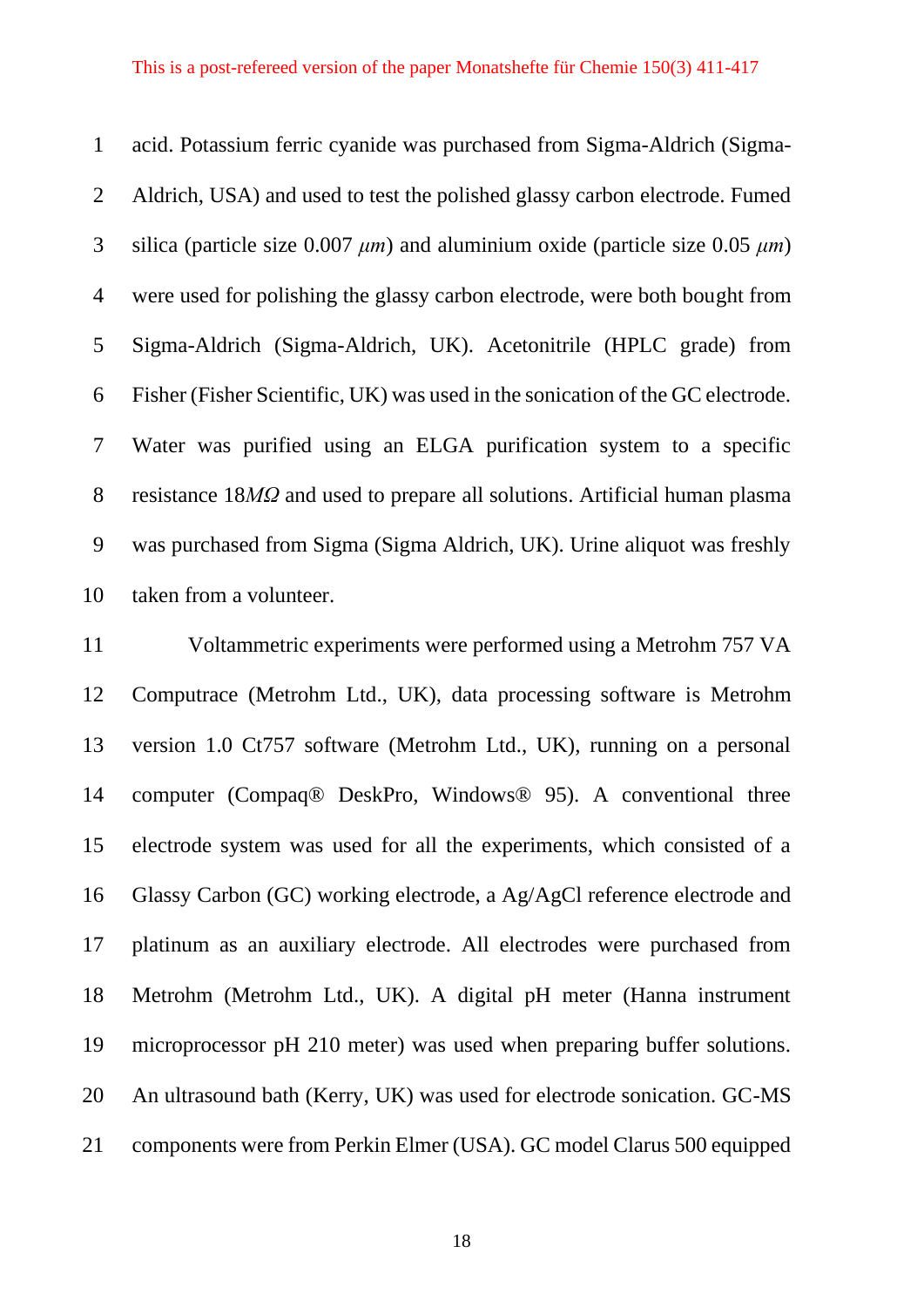acid. Potassium ferric cyanide was purchased from Sigma-Aldrich (Sigma-Aldrich, USA) and used to test the polished glassy carbon electrode. Fumed silica (particle size 0.007 $\mu m$) and aluminium oxide (particle size 0.05 $\mu m$) were used for polishing the glassy carbon electrode, were both bought from Sigma-Aldrich (Sigma-Aldrich, UK). Acetonitrile (HPLC grade) from Fisher (Fisher Scientific, UK) was used in the sonication of the GC electrode. Water was purified using an ELGA purification system to a specific resistance 18$M\Omega$ and used to prepare all solutions. Artificial human plasma was purchased from Sigma (Sigma Aldrich, UK). Urine aliquot was freshly taken from a volunteer.

Voltammetric experiments were performed using a Metrohm 757 VA Computrace (Metrohm Ltd., UK), data processing software is Metrohm version 1.0 Ct757 software (Metrohm Ltd., UK), running on a personal computer (Compaq® DeskPro, Windows® 95). A conventional three electrode system was used for all the experiments, which consisted of a Glassy Carbon (GC) working electrode, a Ag/AgCl reference electrode and platinum as an auxiliary electrode. All electrodes were purchased from Metrohm (Metrohm Ltd., UK). A digital pH meter (Hanna instrument microprocessor pH 210 meter) was used when preparing buffer solutions. An ultrasound bath (Kerry, UK) was used for electrode sonication. GC-MS components were from Perkin Elmer (USA). GC model Clarus 500 equipped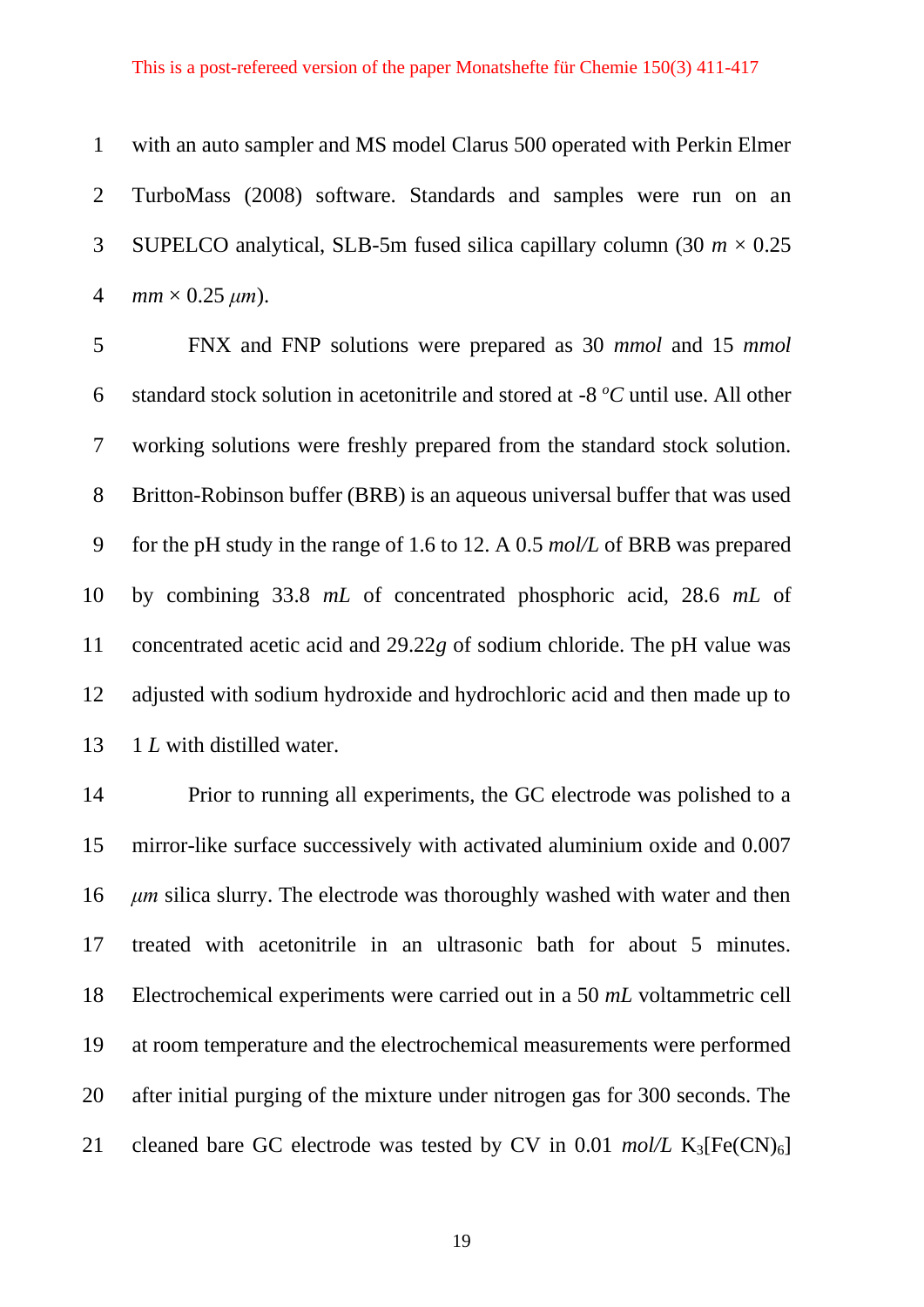with an auto sampler and MS model Clarus 500 operated with Perkin Elmer TurboMass (2008) software. Standards and samples were run on an SUPELCO analytical, SLB-5m fused silica capillary column (30 *m* × 0.25 *mm* × 0.25 *μm*).

FNX and FNP solutions were prepared as 30 *mmol* and 15 *mmol* standard stock solution in acetonitrile and stored at -8 *ºC* until use. All other working solutions were freshly prepared from the standard stock solution. Britton-Robinson buffer (BRB) is an aqueous universal buffer that was used for the pH study in the range of 1.6 to 12. A 0.5 *mol/L* of BRB was prepared by combining 33.8 *mL* of concentrated phosphoric acid, 28.6 *mL* of concentrated acetic acid and 29.22*g* of sodium chloride. The pH value was adjusted with sodium hydroxide and hydrochloric acid and then made up to 1 *L* with distilled water.

Prior to running all experiments, the GC electrode was polished to a mirror-like surface successively with activated aluminium oxide and 0.007 *μm* silica slurry. The electrode was thoroughly washed with water and then treated with acetonitrile in an ultrasonic bath for about 5 minutes. Electrochemical experiments were carried out in a 50 *mL* voltammetric cell at room temperature and the electrochemical measurements were performed after initial purging of the mixture under nitrogen gas for 300 seconds. The cleaned bare GC electrode was tested by CV in 0.01 *mol/L* $K_3[Fe(CN)_6]$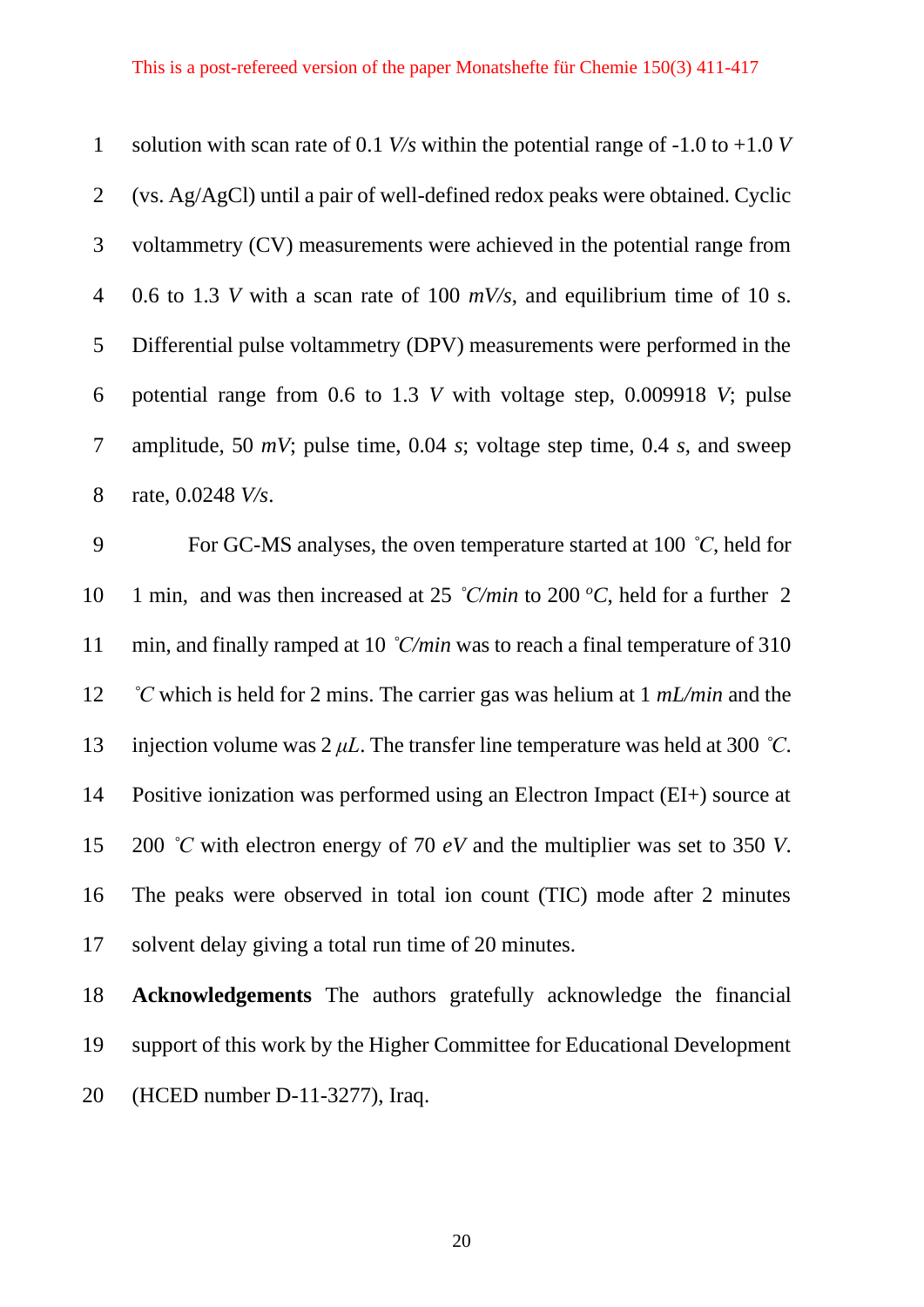solution with scan rate of 0.1 *V/s* within the potential range of -1.0 to +1.0 *V* (vs. Ag/AgCl) until a pair of well-defined redox peaks were obtained. Cyclic voltammetry (CV) measurements were achieved in the potential range from 0.6 to 1.3 *V* with a scan rate of 100 *mV/s*, and equilibrium time of 10 s. Differential pulse voltammetry (DPV) measurements were performed in the potential range from 0.6 to 1.3 *V* with voltage step, 0.009918 *V*; pulse amplitude, 50 *mV*; pulse time, 0.04 *s*; voltage step time, 0.4 *s*, and sweep rate, 0.0248 *V/s*.

For GC-MS analyses, the oven temperature started at 100 ˚*C*, held for 1 min, and was then increased at 25 ˚*C/min* to 200 *ºC*, held for a further 2 min, and finally ramped at 10 ˚*C/min* was to reach a final temperature of 310 ˚*C* which is held for 2 mins. The carrier gas was helium at 1 *mL/min* and the injection volume was 2 *μL*. The transfer line temperature was held at 300 ˚*C*. Positive ionization was performed using an Electron Impact (EI+) source at 200 ˚*C* with electron energy of 70 *eV* and the multiplier was set to 350 *V*. The peaks were observed in total ion count (TIC) mode after 2 minutes solvent delay giving a total run time of 20 minutes.

**Acknowledgements** The authors gratefully acknowledge the financial support of this work by the Higher Committee for Educational Development (HCED number D-11-3277), Iraq.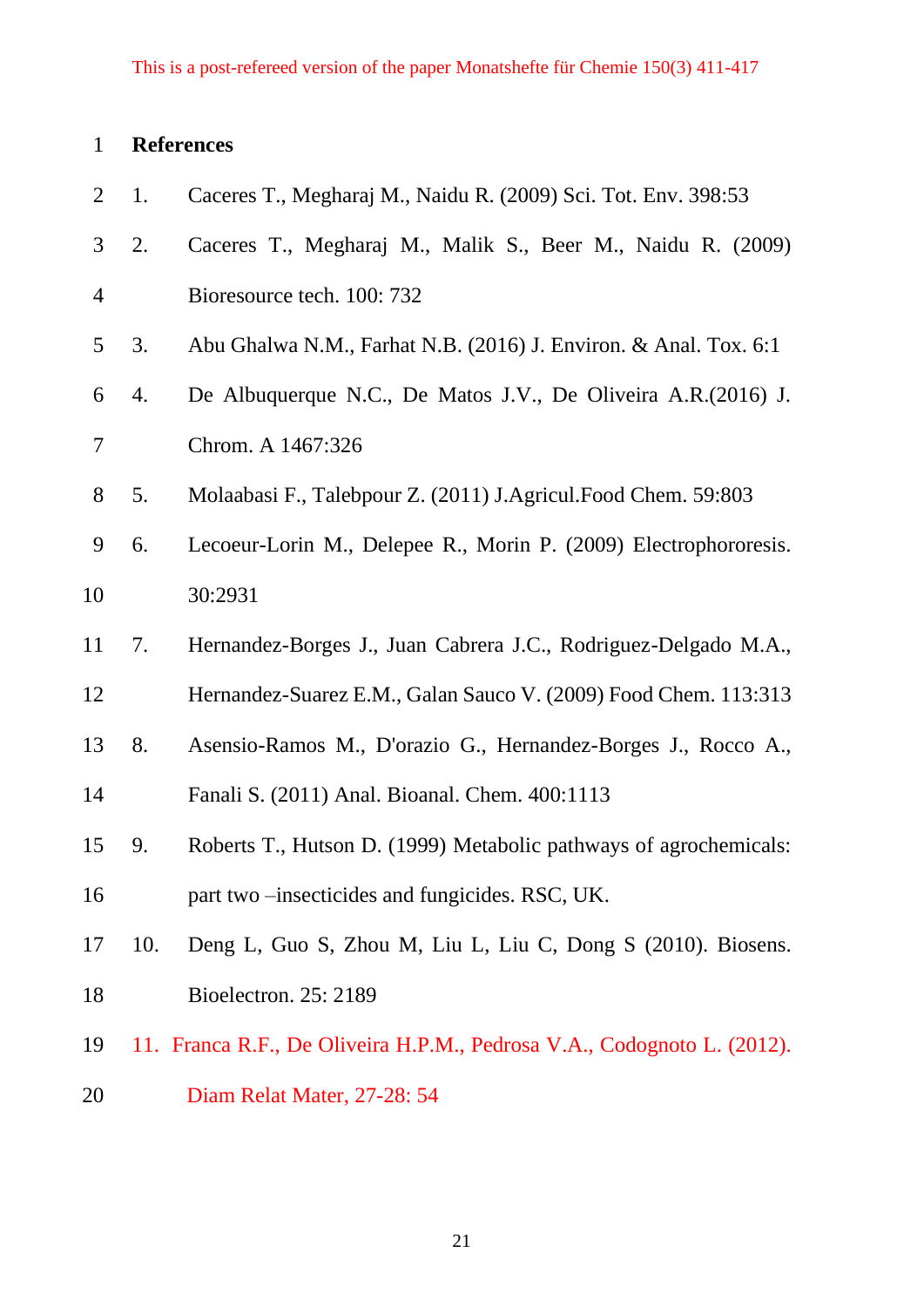# References

1. Caceres T., Megharaj M., Naidu R. (2009) Sci. Tot. Env. 398:53
2. Caceres T., Megharaj M., Malik S., Beer M., Naidu R. (2009) Bioresource tech. 100: 732
3. Abu Ghalwa N.M., Farhat N.B. (2016) J. Environ. & Anal. Tox. 6:1
4. De Albuquerque N.C., De Matos J.V., De Oliveira A.R.(2016) J. Chrom. A 1467:326
5. Molaabasi F., Talebpour Z. (2011) J.Agricul.Food Chem. 59:803
6. Lecoeur-Lorin M., Delepee R., Morin P. (2009) Electrophororesis. 30:2931
7. Hernandez-Borges J., Juan Cabrera J.C., Rodriguez-Delgado M.A., Hernandez-Suarez E.M., Galan Sauco V. (2009) Food Chem. 113:313
8. Asensio-Ramos M., D'orazio G., Hernandez-Borges J., Rocco A., Fanali S. (2011) Anal. Bioanal. Chem. 400:1113
9. Roberts T., Hutson D. (1999) Metabolic pathways of agrochemicals: part two –insecticides and fungicides. RSC, UK.
10. Deng L, Guo S, Zhou M, Liu L, Liu C, Dong S (2010). Biosens. Bioelectron. 25: 2189
11. Franca R.F., De Oliveira H.P.M., Pedrosa V.A., Codognoto L. (2012). Diam Relat Mater, 27-28: 54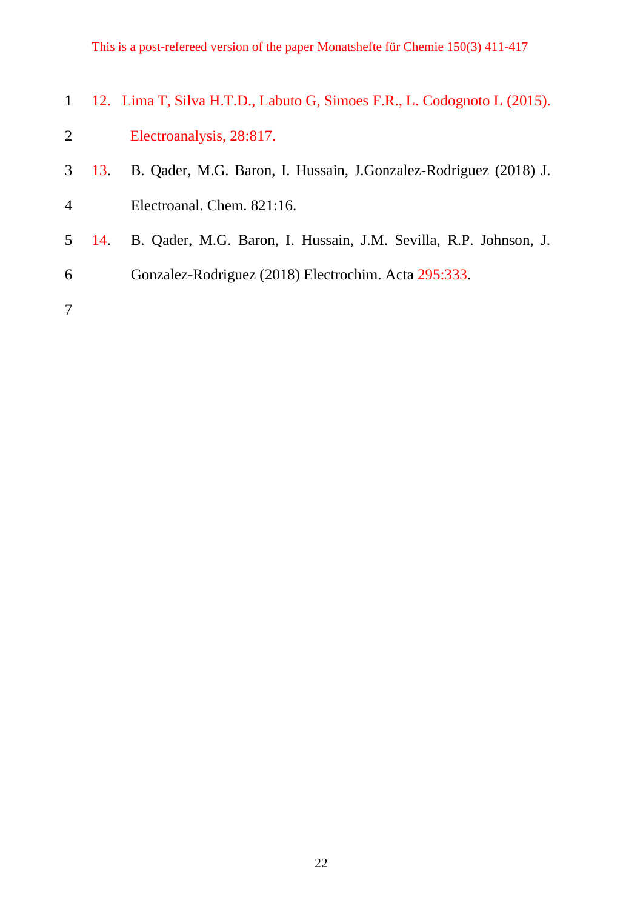12. Lima T, Silva H.T.D., Labuto G, Simoes F.R., L. Codognoto L (2015). Electroanalysis, 28:817.
13. B. Qader, M.G. Baron, I. Hussain, J.Gonzalez-Rodriguez (2018) J. Electroanal. Chem. 821:16.
14. B. Qader, M.G. Baron, I. Hussain, J.M. Sevilla, R.P. Johnson, J. Gonzalez-Rodriguez (2018) Electrochim. Acta 295:333.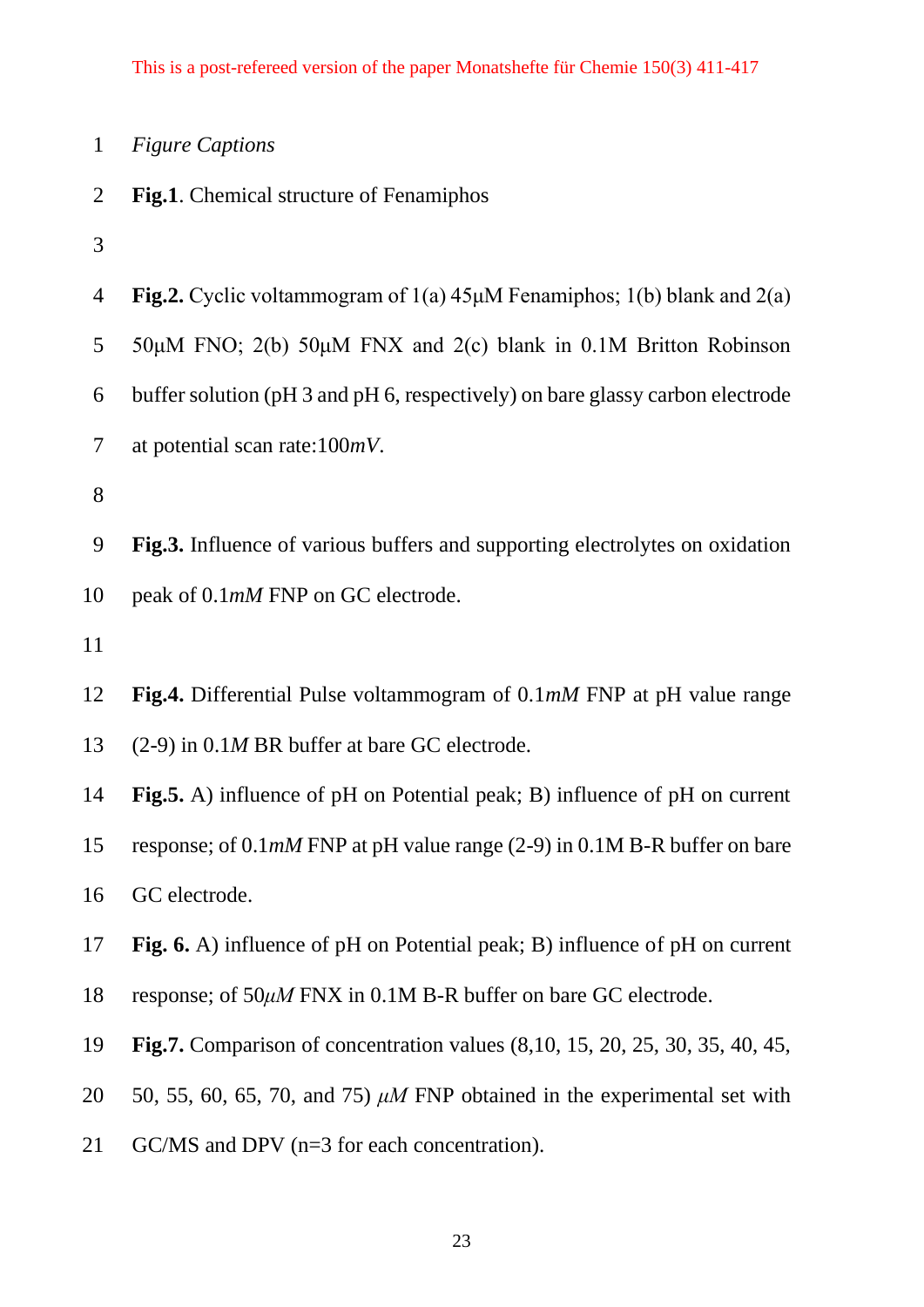*Figure Captions*

**Fig.1**. Chemical structure of Fenamiphos

**Fig.2.** Cyclic voltammogram of 1(a) 45μM Fenamiphos; 1(b) blank and 2(a) 50μM FNO; 2(b) 50μM FNX and 2(c) blank in 0.1M Britton Robinson buffer solution (pH 3 and pH 6, respectively) on bare glassy carbon electrode at potential scan rate:100*mV*.

**Fig.3.** Influence of various buffers and supporting electrolytes on oxidation peak of 0.1*mM* FNP on GC electrode.

**Fig.4.** Differential Pulse voltammogram of 0.1*mM* FNP at pH value range (2-9) in 0.1*M* BR buffer at bare GC electrode.

**Fig.5.** A) influence of pH on Potential peak; B) influence of pH on current response; of 0.1*mM* FNP at pH value range (2-9) in 0.1M B-R buffer on bare GC electrode.

**Fig. 6.** A) influence of pH on Potential peak; B) influence of pH on current response; of 50*μM* FNX in 0.1M B-R buffer on bare GC electrode.

**Fig.7.** Comparison of concentration values (8,10, 15, 20, 25, 30, 35, 40, 45, 50, 55, 60, 65, 70, and 75) *μM* FNP obtained in the experimental set with GC/MS and DPV (n=3 for each concentration).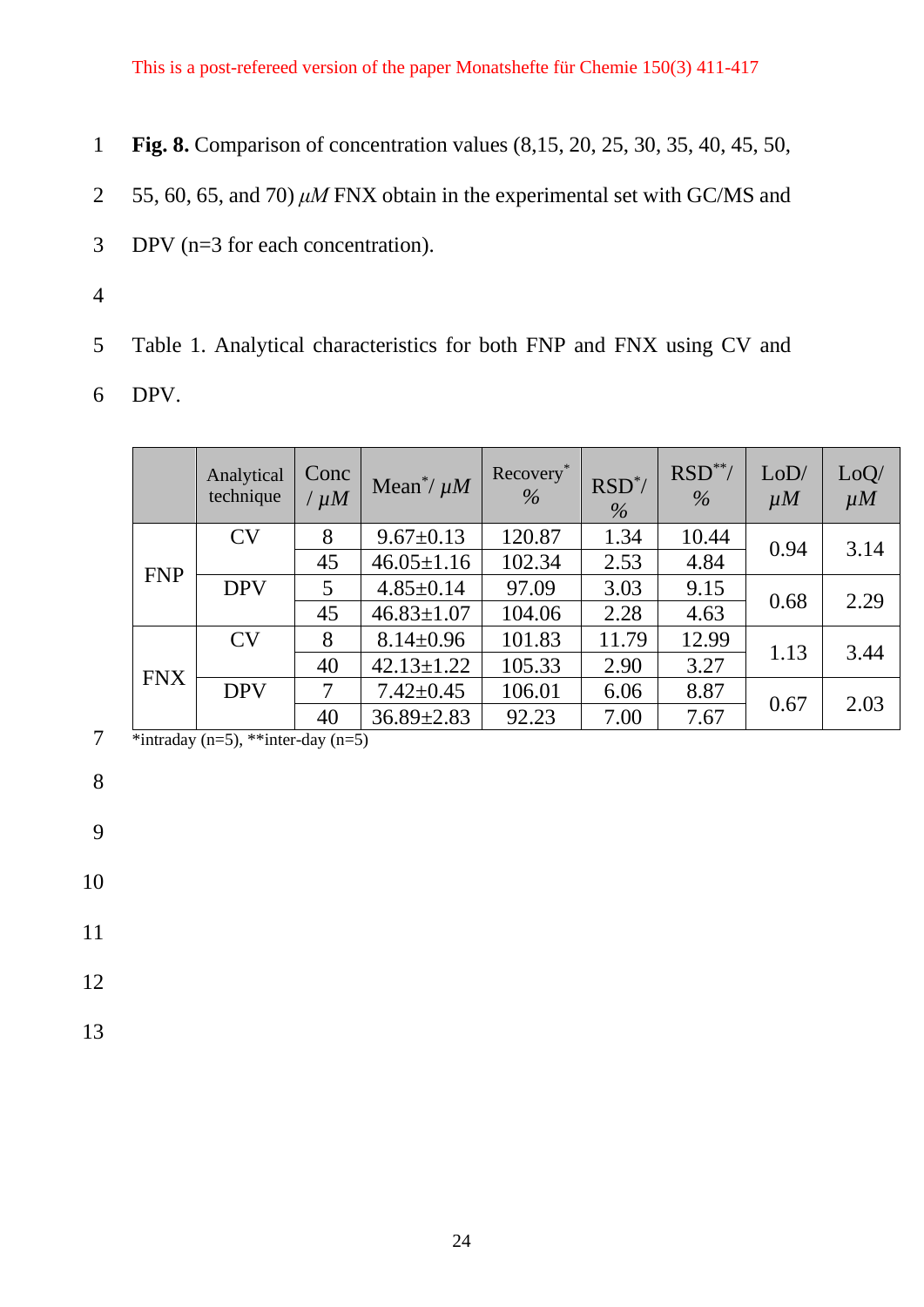**Fig. 8.** Comparison of concentration values (8,15, 20, 25, 30, 35, 40, 45, 50, 55, 60, 65, and 70) $\mu M$ FNX obtain in the experimental set with GC/MS and DPV (n=3 for each concentration).

Table 1. Analytical characteristics for both FNP and FNX using CV and DPV.

| | Analytical technique | Conc / $\mu M$ | Mean*/ $\mu M$ | Recovery* % | RSD*/ % | RSD**/ % | LoD/ $\mu M$ | LoQ/ $\mu M$ |
|---|---|---|---|---|---|---|---|---|
| FNP | CV | 8 | 9.67±0.13 | 120.87 | 1.34 | 10.44 | 0.94 | 3.14 |
| | | 45 | 46.05±1.16 | 102.34 | 2.53 | 4.84 | | |
| | DPV | 5 | 4.85±0.14 | 97.09 | 3.03 | 9.15 | 0.68 | 2.29 |
| | | 45 | 46.83±1.07 | 104.06 | 2.28 | 4.63 | | |
| FNX | CV | 8 | 8.14±0.96 | 101.83 | 11.79 | 12.99 | 1.13 | 3.44 |
| | | 40 | 42.13±1.22 | 105.33 | 2.90 | 3.27 | | |
| | DPV | 7 | 7.42±0.45 | 106.01 | 6.06 | 8.87 | 0.67 | 2.03 |
| | | 40 | 36.89±2.83 | 92.23 | 7.00 | 7.67 | | |

*intraday (n=5), **inter-day (n=5)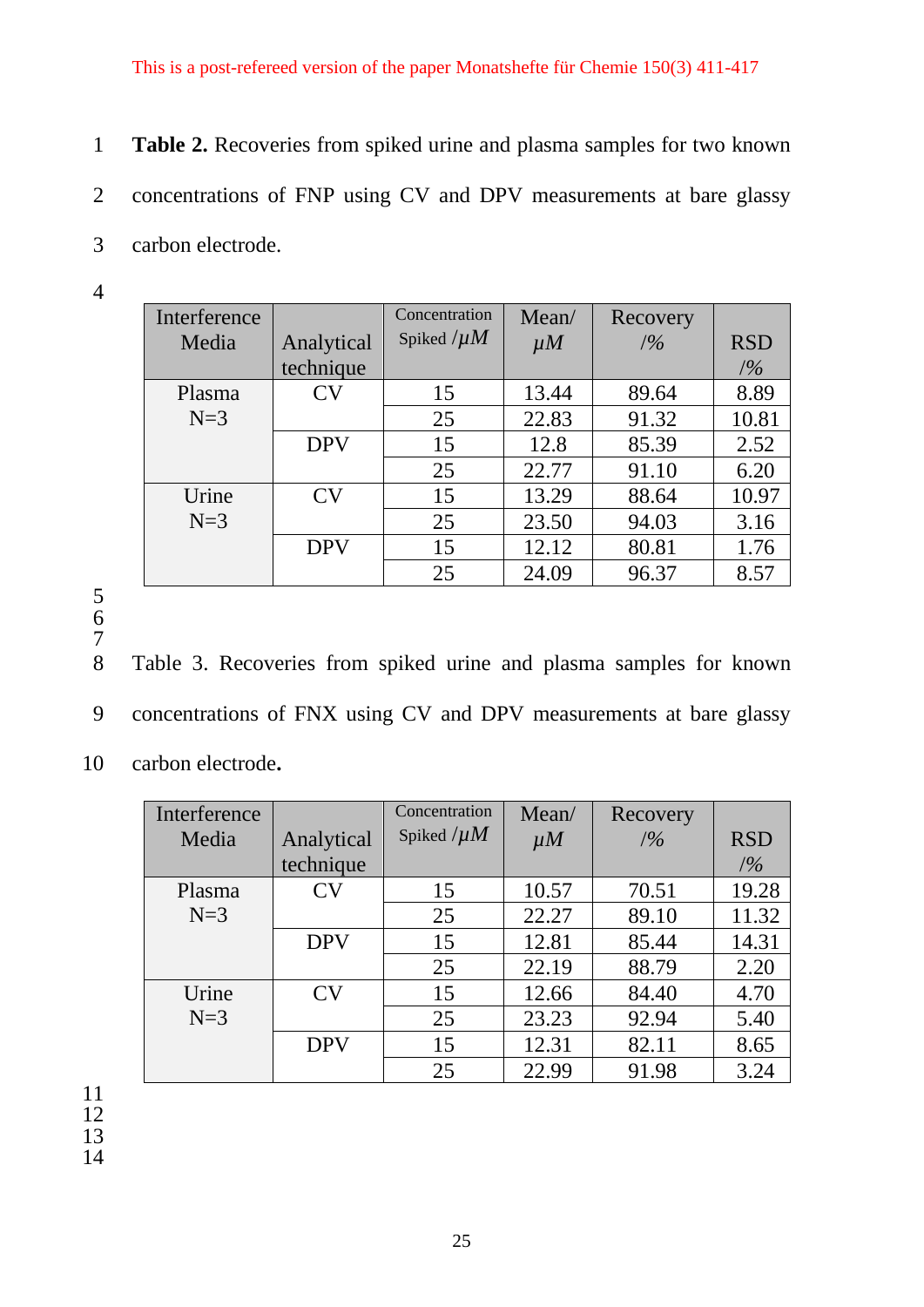**Table 2.** Recoveries from spiked urine and plasma samples for two known concentrations of FNP using CV and DPV measurements at bare glassy carbon electrode.

| Interference Media | Analytical technique | Concentration Spiked /$\mu M$ | Mean/ $\mu M$ | Recovery /% | RSD /% |
|---|---|---|---|---|---|
| Plasma N=3 | CV | 15 | 13.44 | 89.64 | 8.89 |
| | | 25 | 22.83 | 91.32 | 10.81 |
| | DPV | 15 | 12.8 | 85.39 | 2.52 |
| | | 25 | 22.77 | 91.10 | 6.20 |
| Urine N=3 | CV | 15 | 13.29 | 88.64 | 10.97 |
| | | 25 | 23.50 | 94.03 | 3.16 |
| | DPV | 15 | 12.12 | 80.81 | 1.76 |
| | | 25 | 24.09 | 96.37 | 8.57 |

Table 3. Recoveries from spiked urine and plasma samples for known concentrations of FNX using CV and DPV measurements at bare glassy carbon electrode.

| Interference Media | Analytical technique | Concentration Spiked /$\mu M$ | Mean/ $\mu M$ | Recovery /% | RSD /% |
|---|---|---|---|---|---|
| Plasma N=3 | CV | 15 | 10.57 | 70.51 | 19.28 |
| | | 25 | 22.27 | 89.10 | 11.32 |
| | DPV | 15 | 12.81 | 85.44 | 14.31 |
| | | 25 | 22.19 | 88.79 | 2.20 |
| Urine N=3 | CV | 15 | 12.66 | 84.40 | 4.70 |
| | | 25 | 23.23 | 92.94 | 5.40 |
| | DPV | 15 | 12.31 | 82.11 | 8.65 |
| | | 25 | 22.99 | 91.98 | 3.24 |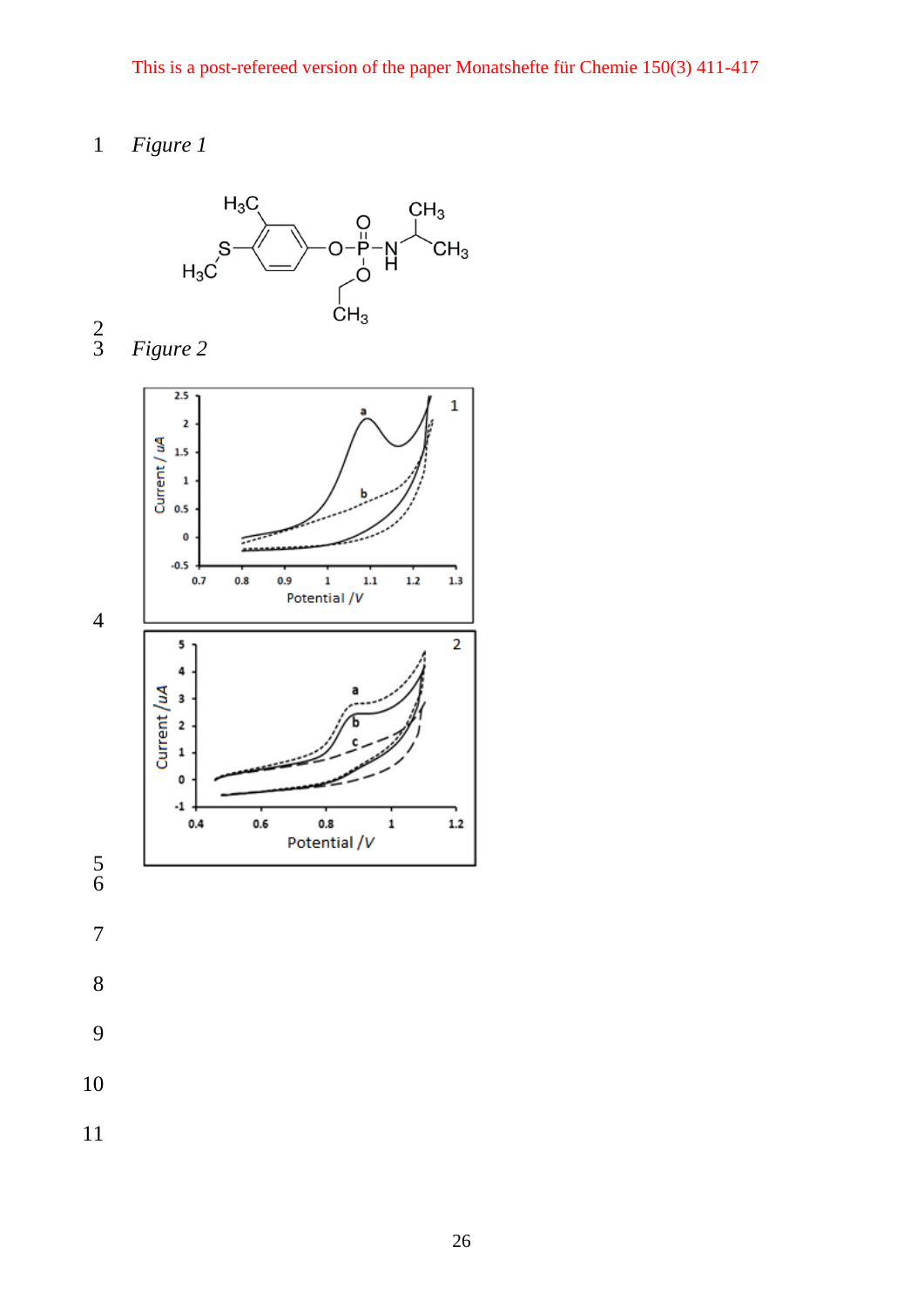*Figure 1*

*Figure 2*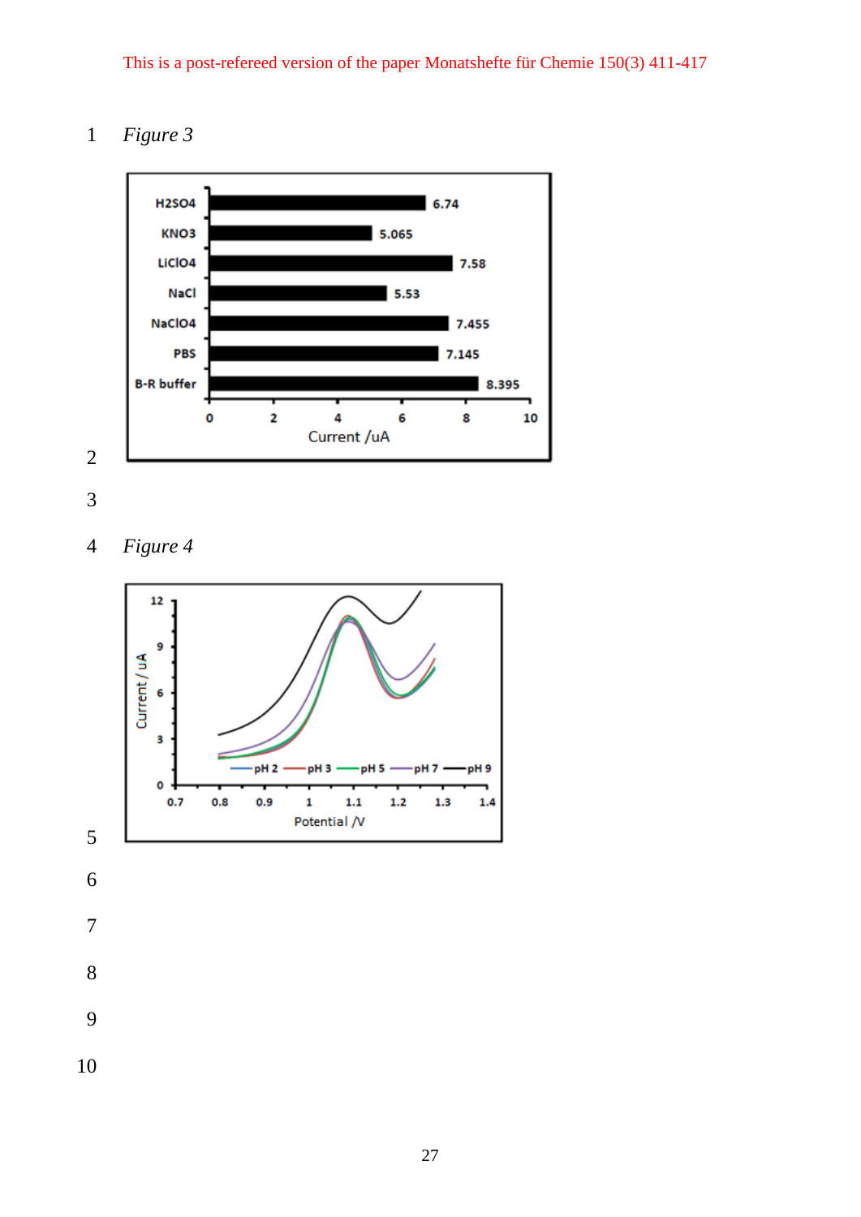*Figure 3*

*Figure 4*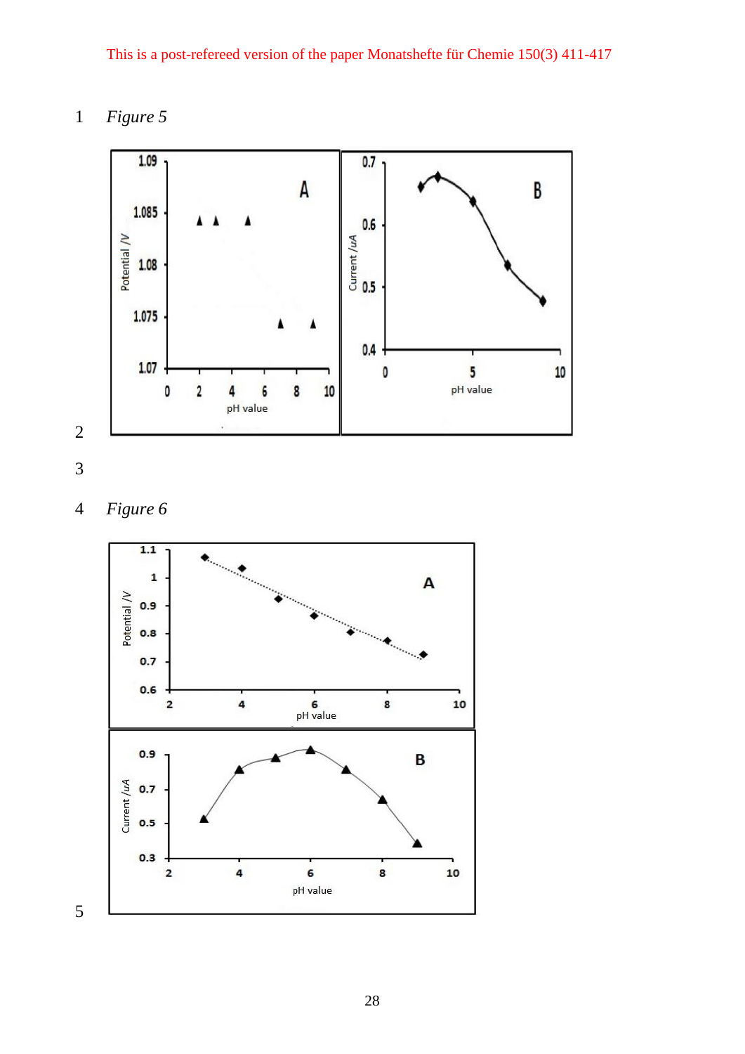*Figure 5*

*Figure 6*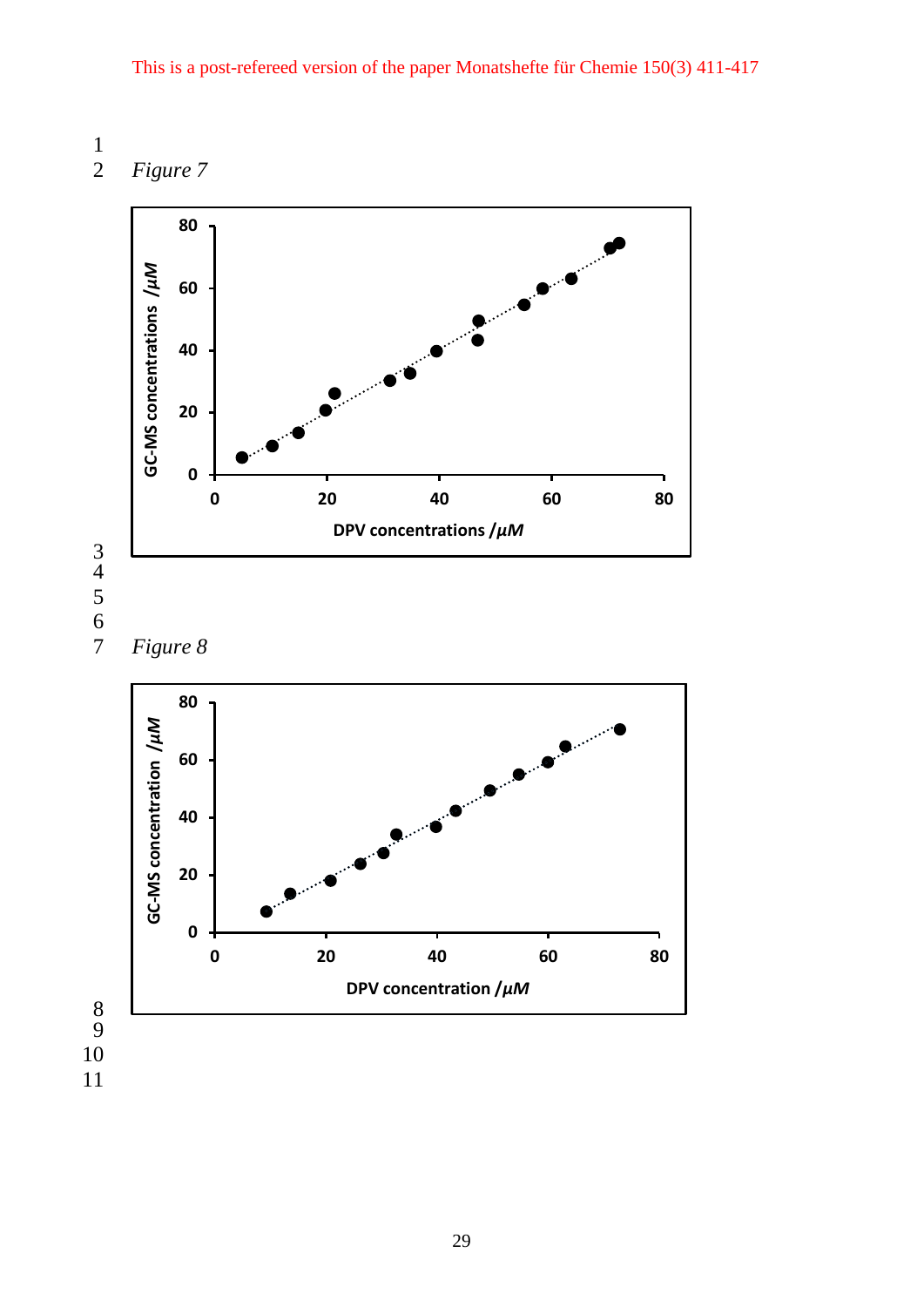*Figure 7*

*Figure 8*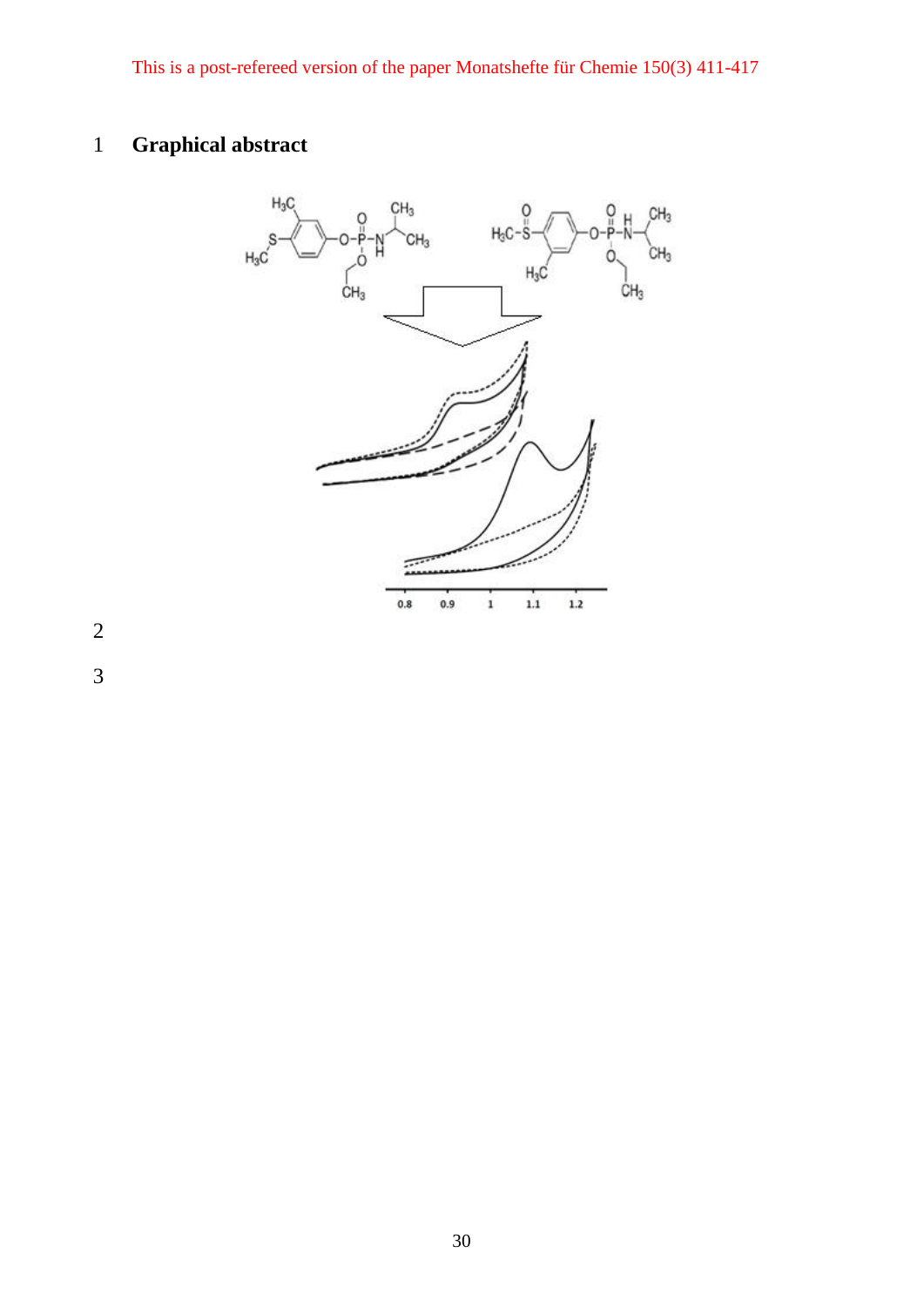# Graphical abstract

0.8
0.9
1
1.1
1.2